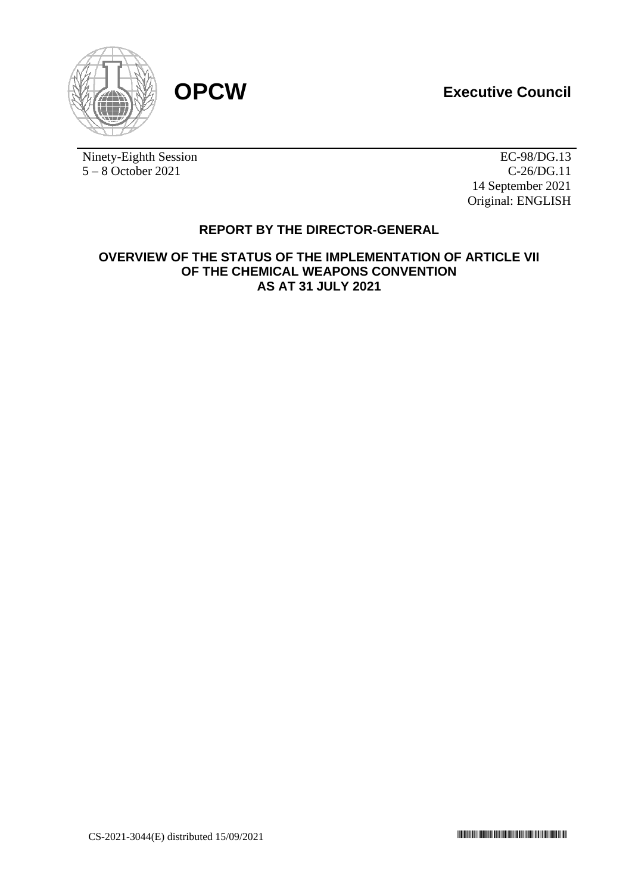**OPCW**

**Executive Council**

Ninety-Eighth Session
5 – 8 October 2021

EC-98/DG.13
C-26/DG.11
14 September 2021
Original: ENGLISH

## REPORT BY THE DIRECTOR-GENERAL

## OVERVIEW OF THE STATUS OF THE IMPLEMENTATION OF ARTICLE VII OF THE CHEMICAL WEAPONS CONVENTION AS AT 31 JULY 2021

CS-2021-3044(E) distributed 15/09/2021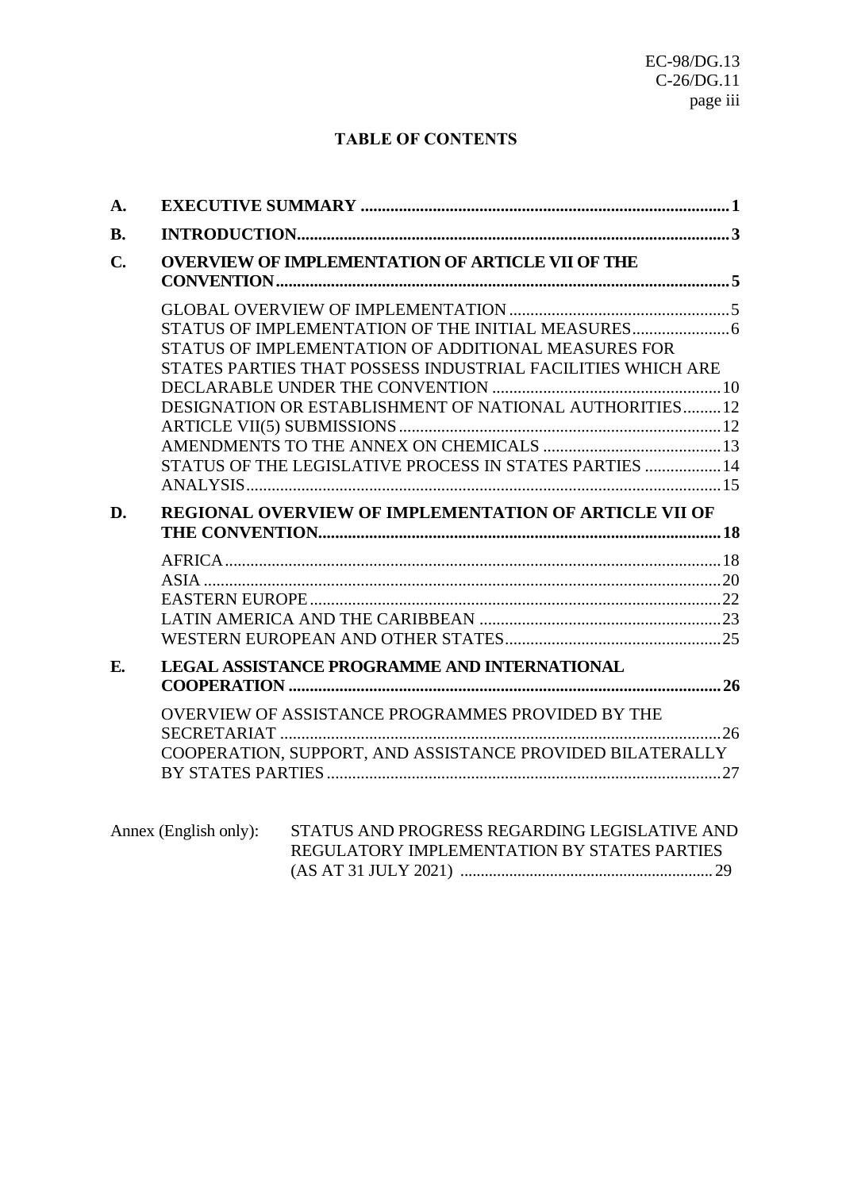## TABLE OF CONTENTS

**A. EXECUTIVE SUMMARY** ...... **1**

**B. INTRODUCTION** ...... **3**

**C. OVERVIEW OF IMPLEMENTATION OF ARTICLE VII OF THE CONVENTION** ...... **5**

- GLOBAL OVERVIEW OF IMPLEMENTATION ...... 5
- STATUS OF IMPLEMENTATION OF THE INITIAL MEASURES ...... 6
- STATUS OF IMPLEMENTATION OF ADDITIONAL MEASURES FOR STATES PARTIES THAT POSSESS INDUSTRIAL FACILITIES WHICH ARE DECLARABLE UNDER THE CONVENTION ...... 10
- DESIGNATION OR ESTABLISHMENT OF NATIONAL AUTHORITIES ...... 12
- ARTICLE VII(5) SUBMISSIONS ...... 12
- AMENDMENTS TO THE ANNEX ON CHEMICALS ...... 13
- STATUS OF THE LEGISLATIVE PROCESS IN STATES PARTIES ...... 14
- ANALYSIS ...... 15

**D. REGIONAL OVERVIEW OF IMPLEMENTATION OF ARTICLE VII OF THE CONVENTION** ...... **18**

- AFRICA ...... 18
- ASIA ...... 20
- EASTERN EUROPE ...... 22
- LATIN AMERICA AND THE CARIBBEAN ...... 23
- WESTERN EUROPEAN AND OTHER STATES ...... 25

**E. LEGAL ASSISTANCE PROGRAMME AND INTERNATIONAL COOPERATION** ...... **26**

- OVERVIEW OF ASSISTANCE PROGRAMMES PROVIDED BY THE SECRETARIAT ...... 26
- COOPERATION, SUPPORT, AND ASSISTANCE PROVIDED BILATERALLY BY STATES PARTIES ...... 27

Annex (English only): STATUS AND PROGRESS REGARDING LEGISLATIVE AND REGULATORY IMPLEMENTATION BY STATES PARTIES (AS AT 31 JULY 2021) ...... 29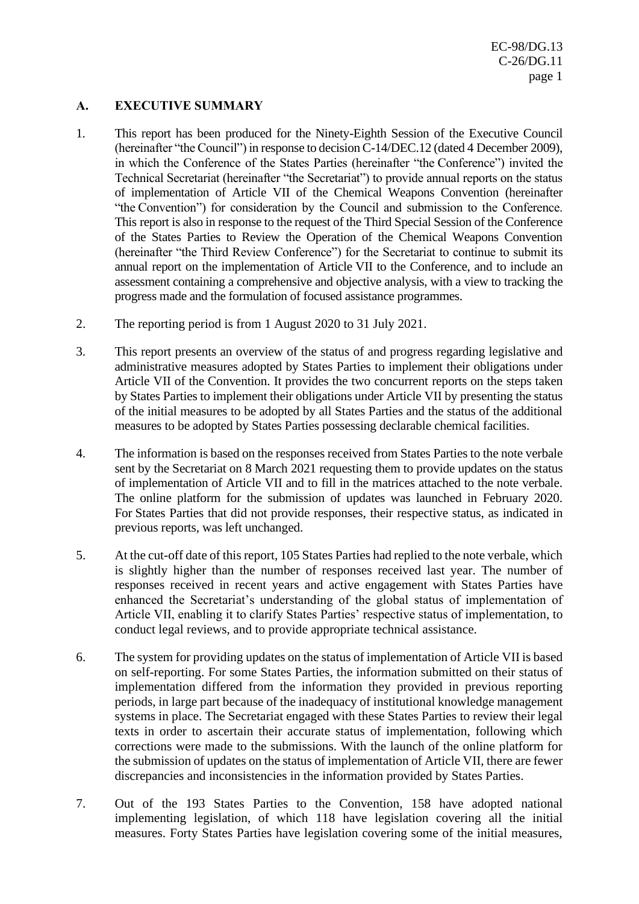## A. EXECUTIVE SUMMARY

1. This report has been produced for the Ninety-Eighth Session of the Executive Council (hereinafter "the Council") in response to decision C-14/DEC.12 (dated 4 December 2009), in which the Conference of the States Parties (hereinafter "the Conference") invited the Technical Secretariat (hereinafter "the Secretariat") to provide annual reports on the status of implementation of Article VII of the Chemical Weapons Convention (hereinafter "the Convention") for consideration by the Council and submission to the Conference. This report is also in response to the request of the Third Special Session of the Conference of the States Parties to Review the Operation of the Chemical Weapons Convention (hereinafter "the Third Review Conference") for the Secretariat to continue to submit its annual report on the implementation of Article VII to the Conference, and to include an assessment containing a comprehensive and objective analysis, with a view to tracking the progress made and the formulation of focused assistance programmes.

2. The reporting period is from 1 August 2020 to 31 July 2021.

3. This report presents an overview of the status of and progress regarding legislative and administrative measures adopted by States Parties to implement their obligations under Article VII of the Convention. It provides the two concurrent reports on the steps taken by States Parties to implement their obligations under Article VII by presenting the status of the initial measures to be adopted by all States Parties and the status of the additional measures to be adopted by States Parties possessing declarable chemical facilities.

4. The information is based on the responses received from States Parties to the note verbale sent by the Secretariat on 8 March 2021 requesting them to provide updates on the status of implementation of Article VII and to fill in the matrices attached to the note verbale. The online platform for the submission of updates was launched in February 2020. For States Parties that did not provide responses, their respective status, as indicated in previous reports, was left unchanged.

5. At the cut-off date of this report, 105 States Parties had replied to the note verbale, which is slightly higher than the number of responses received last year. The number of responses received in recent years and active engagement with States Parties have enhanced the Secretariat's understanding of the global status of implementation of Article VII, enabling it to clarify States Parties' respective status of implementation, to conduct legal reviews, and to provide appropriate technical assistance.

6. The system for providing updates on the status of implementation of Article VII is based on self-reporting. For some States Parties, the information submitted on their status of implementation differed from the information they provided in previous reporting periods, in large part because of the inadequacy of institutional knowledge management systems in place. The Secretariat engaged with these States Parties to review their legal texts in order to ascertain their accurate status of implementation, following which corrections were made to the submissions. With the launch of the online platform for the submission of updates on the status of implementation of Article VII, there are fewer discrepancies and inconsistencies in the information provided by States Parties.

7. Out of the 193 States Parties to the Convention, 158 have adopted national implementing legislation, of which 118 have legislation covering all the initial measures. Forty States Parties have legislation covering some of the initial measures,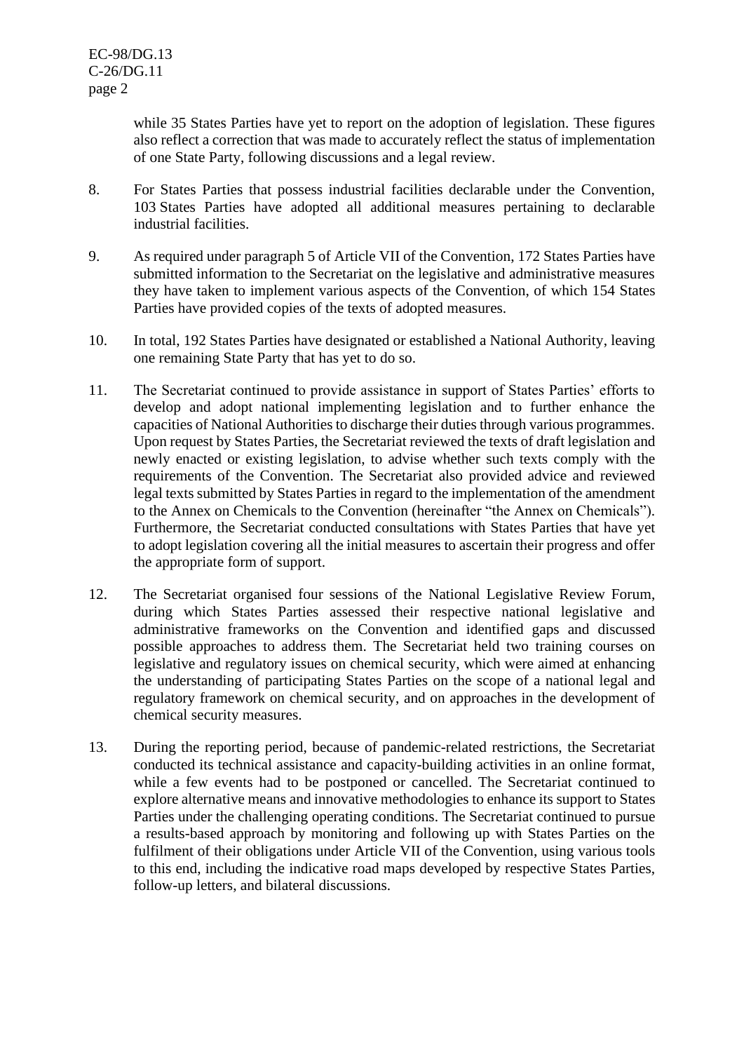while 35 States Parties have yet to report on the adoption of legislation. These figures also reflect a correction that was made to accurately reflect the status of implementation of one State Party, following discussions and a legal review.

8. For States Parties that possess industrial facilities declarable under the Convention, 103 States Parties have adopted all additional measures pertaining to declarable industrial facilities.

9. As required under paragraph 5 of Article VII of the Convention, 172 States Parties have submitted information to the Secretariat on the legislative and administrative measures they have taken to implement various aspects of the Convention, of which 154 States Parties have provided copies of the texts of adopted measures.

10. In total, 192 States Parties have designated or established a National Authority, leaving one remaining State Party that has yet to do so.

11. The Secretariat continued to provide assistance in support of States Parties' efforts to develop and adopt national implementing legislation and to further enhance the capacities of National Authorities to discharge their duties through various programmes. Upon request by States Parties, the Secretariat reviewed the texts of draft legislation and newly enacted or existing legislation, to advise whether such texts comply with the requirements of the Convention. The Secretariat also provided advice and reviewed legal texts submitted by States Parties in regard to the implementation of the amendment to the Annex on Chemicals to the Convention (hereinafter "the Annex on Chemicals"). Furthermore, the Secretariat conducted consultations with States Parties that have yet to adopt legislation covering all the initial measures to ascertain their progress and offer the appropriate form of support.

12. The Secretariat organised four sessions of the National Legislative Review Forum, during which States Parties assessed their respective national legislative and administrative frameworks on the Convention and identified gaps and discussed possible approaches to address them. The Secretariat held two training courses on legislative and regulatory issues on chemical security, which were aimed at enhancing the understanding of participating States Parties on the scope of a national legal and regulatory framework on chemical security, and on approaches in the development of chemical security measures.

13. During the reporting period, because of pandemic-related restrictions, the Secretariat conducted its technical assistance and capacity-building activities in an online format, while a few events had to be postponed or cancelled. The Secretariat continued to explore alternative means and innovative methodologies to enhance its support to States Parties under the challenging operating conditions. The Secretariat continued to pursue a results-based approach by monitoring and following up with States Parties on the fulfilment of their obligations under Article VII of the Convention, using various tools to this end, including the indicative road maps developed by respective States Parties, follow-up letters, and bilateral discussions.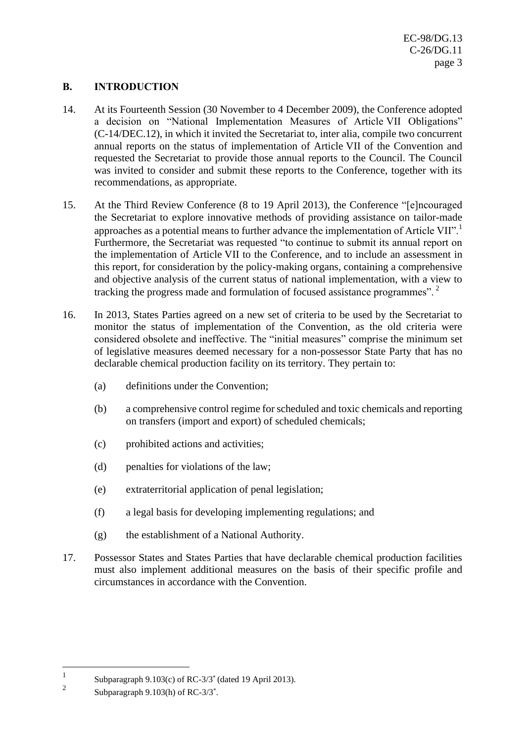## B. INTRODUCTION

14. At its Fourteenth Session (30 November to 4 December 2009), the Conference adopted a decision on "National Implementation Measures of Article VII Obligations" (C-14/DEC.12), in which it invited the Secretariat to, inter alia, compile two concurrent annual reports on the status of implementation of Article VII of the Convention and requested the Secretariat to provide those annual reports to the Council. The Council was invited to consider and submit these reports to the Conference, together with its recommendations, as appropriate.

15. At the Third Review Conference (8 to 19 April 2013), the Conference "[e]ncouraged the Secretariat to explore innovative methods of providing assistance on tailor-made approaches as a potential means to further advance the implementation of Article VII".[1] Furthermore, the Secretariat was requested "to continue to submit its annual report on the implementation of Article VII to the Conference, and to include an assessment in this report, for consideration by the policy-making organs, containing a comprehensive and objective analysis of the current status of national implementation, with a view to tracking the progress made and formulation of focused assistance programmes".[2]

16. In 2013, States Parties agreed on a new set of criteria to be used by the Secretariat to monitor the status of implementation of the Convention, as the old criteria were considered obsolete and ineffective. The "initial measures" comprise the minimum set of legislative measures deemed necessary for a non-possessor State Party that has no declarable chemical production facility on its territory. They pertain to:

    (a) definitions under the Convention;

    (b) a comprehensive control regime for scheduled and toxic chemicals and reporting on transfers (import and export) of scheduled chemicals;

    (c) prohibited actions and activities;

    (d) penalties for violations of the law;

    (e) extraterritorial application of penal legislation;

    (f) a legal basis for developing implementing regulations; and

    (g) the establishment of a National Authority.

17. Possessor States and States Parties that have declarable chemical production facilities must also implement additional measures on the basis of their specific profile and circumstances in accordance with the Convention.

---

[1] Subparagraph 9.103(c) of RC-3/3* (dated 19 April 2013).

[2] Subparagraph 9.103(h) of RC-3/3*.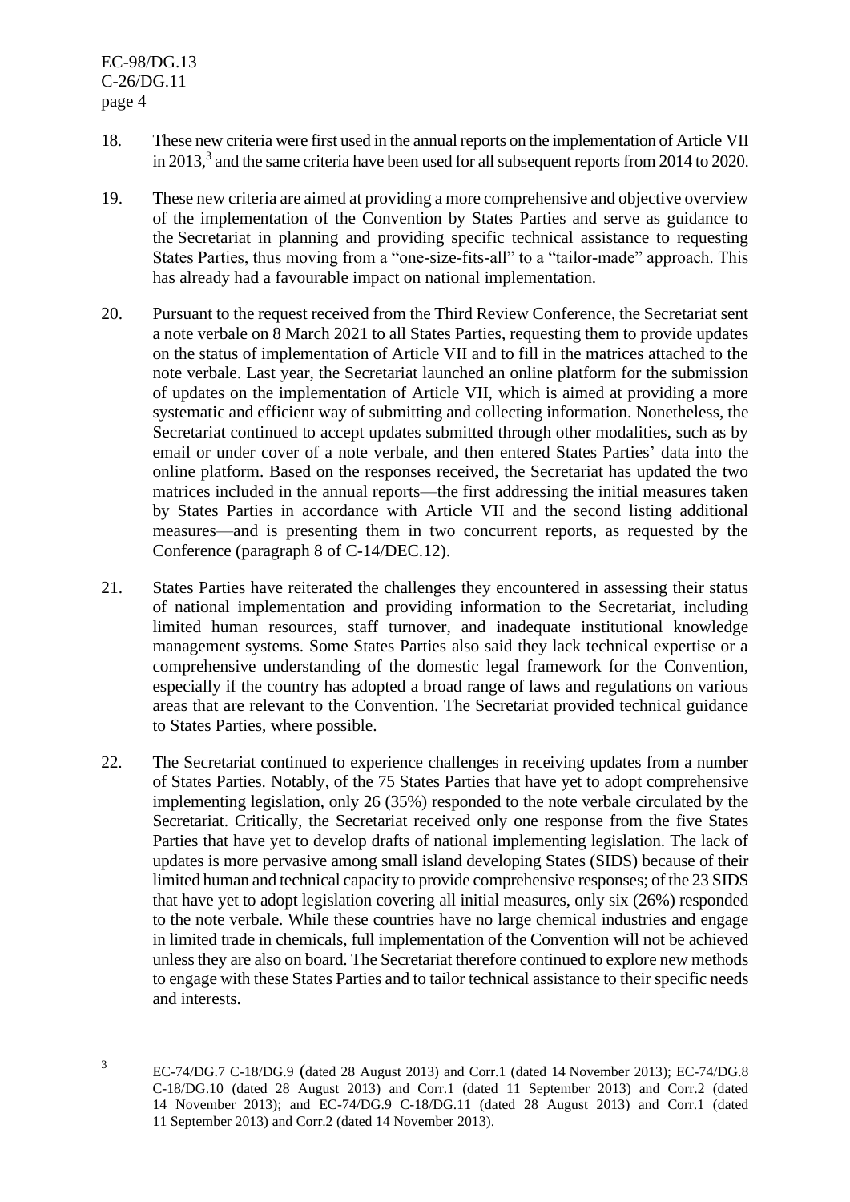18. These new criteria were first used in the annual reports on the implementation of Article VII in 2013,[3] and the same criteria have been used for all subsequent reports from 2014 to 2020.

19. These new criteria are aimed at providing a more comprehensive and objective overview of the implementation of the Convention by States Parties and serve as guidance to the Secretariat in planning and providing specific technical assistance to requesting States Parties, thus moving from a "one-size-fits-all" to a "tailor-made" approach. This has already had a favourable impact on national implementation.

20. Pursuant to the request received from the Third Review Conference, the Secretariat sent a note verbale on 8 March 2021 to all States Parties, requesting them to provide updates on the status of implementation of Article VII and to fill in the matrices attached to the note verbale. Last year, the Secretariat launched an online platform for the submission of updates on the implementation of Article VII, which is aimed at providing a more systematic and efficient way of submitting and collecting information. Nonetheless, the Secretariat continued to accept updates submitted through other modalities, such as by email or under cover of a note verbale, and then entered States Parties' data into the online platform. Based on the responses received, the Secretariat has updated the two matrices included in the annual reports—the first addressing the initial measures taken by States Parties in accordance with Article VII and the second listing additional measures—and is presenting them in two concurrent reports, as requested by the Conference (paragraph 8 of C-14/DEC.12).

21. States Parties have reiterated the challenges they encountered in assessing their status of national implementation and providing information to the Secretariat, including limited human resources, staff turnover, and inadequate institutional knowledge management systems. Some States Parties also said they lack technical expertise or a comprehensive understanding of the domestic legal framework for the Convention, especially if the country has adopted a broad range of laws and regulations on various areas that are relevant to the Convention. The Secretariat provided technical guidance to States Parties, where possible.

22. The Secretariat continued to experience challenges in receiving updates from a number of States Parties. Notably, of the 75 States Parties that have yet to adopt comprehensive implementing legislation, only 26 (35%) responded to the note verbale circulated by the Secretariat. Critically, the Secretariat received only one response from the five States Parties that have yet to develop drafts of national implementing legislation. The lack of updates is more pervasive among small island developing States (SIDS) because of their limited human and technical capacity to provide comprehensive responses; of the 23 SIDS that have yet to adopt legislation covering all initial measures, only six (26%) responded to the note verbale. While these countries have no large chemical industries and engage in limited trade in chemicals, full implementation of the Convention will not be achieved unless they are also on board. The Secretariat therefore continued to explore new methods to engage with these States Parties and to tailor technical assistance to their specific needs and interests.

---

[3] EC-74/DG.7 C-18/DG.9 (dated 28 August 2013) and Corr.1 (dated 14 November 2013); EC-74/DG.8 C-18/DG.10 (dated 28 August 2013) and Corr.1 (dated 11 September 2013) and Corr.2 (dated 14 November 2013); and EC-74/DG.9 C-18/DG.11 (dated 28 August 2013) and Corr.1 (dated 11 September 2013) and Corr.2 (dated 14 November 2013).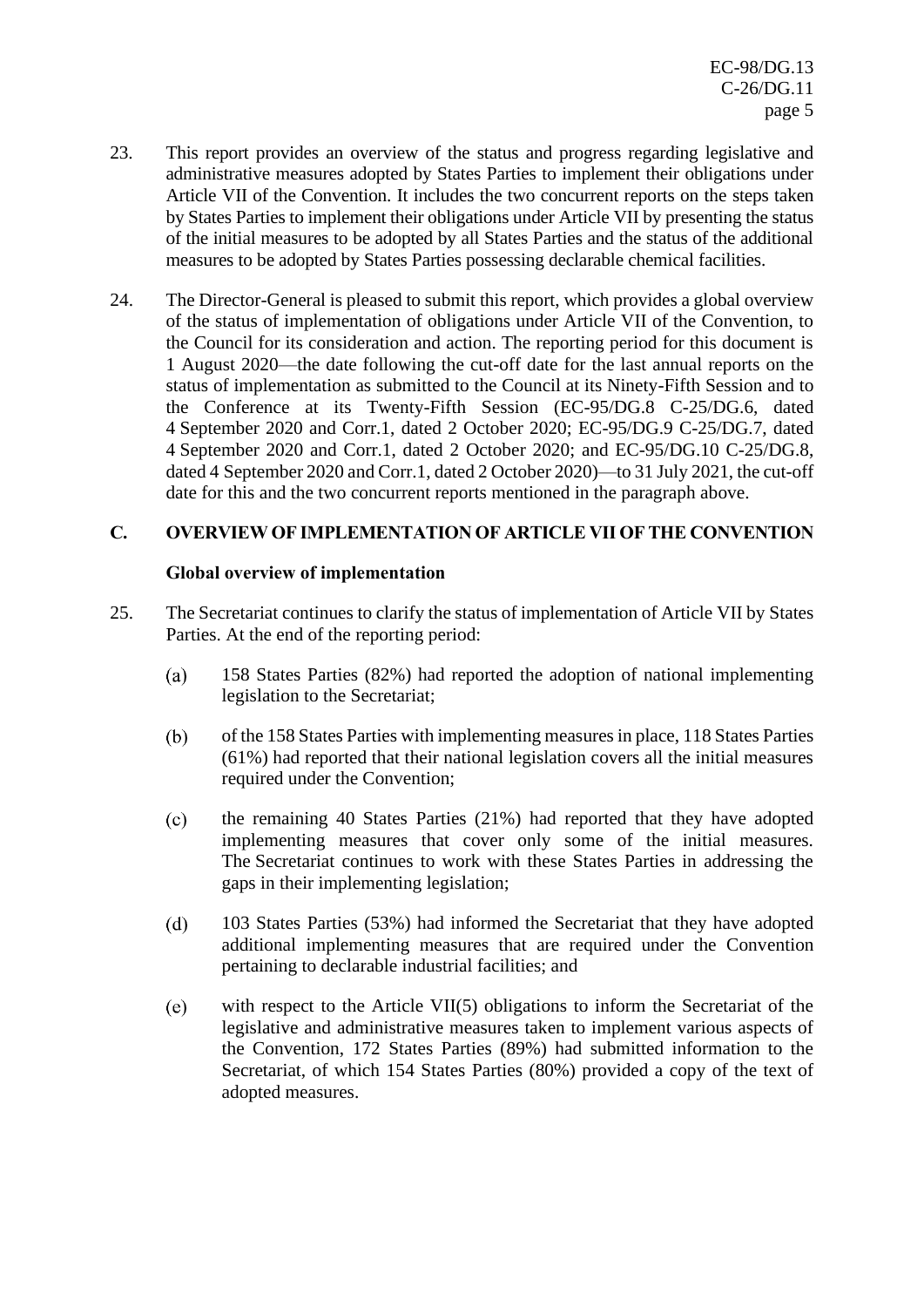23. This report provides an overview of the status and progress regarding legislative and administrative measures adopted by States Parties to implement their obligations under Article VII of the Convention. It includes the two concurrent reports on the steps taken by States Parties to implement their obligations under Article VII by presenting the status of the initial measures to be adopted by all States Parties and the status of the additional measures to be adopted by States Parties possessing declarable chemical facilities.

24. The Director-General is pleased to submit this report, which provides a global overview of the status of implementation of obligations under Article VII of the Convention, to the Council for its consideration and action. The reporting period for this document is 1 August 2020—the date following the cut-off date for the last annual reports on the status of implementation as submitted to the Council at its Ninety-Fifth Session and to the Conference at its Twenty-Fifth Session (EC-95/DG.8 C-25/DG.6, dated 4 September 2020 and Corr.1, dated 2 October 2020; EC-95/DG.9 C-25/DG.7, dated 4 September 2020 and Corr.1, dated 2 October 2020; and EC-95/DG.10 C-25/DG.8, dated 4 September 2020 and Corr.1, dated 2 October 2020)—to 31 July 2021, the cut-off date for this and the two concurrent reports mentioned in the paragraph above.

## C. OVERVIEW OF IMPLEMENTATION OF ARTICLE VII OF THE CONVENTION

### Global overview of implementation

25. The Secretariat continues to clarify the status of implementation of Article VII by States Parties. At the end of the reporting period:

    (a) 158 States Parties (82%) had reported the adoption of national implementing legislation to the Secretariat;

    (b) of the 158 States Parties with implementing measures in place, 118 States Parties (61%) had reported that their national legislation covers all the initial measures required under the Convention;

    (c) the remaining 40 States Parties (21%) had reported that they have adopted implementing measures that cover only some of the initial measures. The Secretariat continues to work with these States Parties in addressing the gaps in their implementing legislation;

    (d) 103 States Parties (53%) had informed the Secretariat that they have adopted additional implementing measures that are required under the Convention pertaining to declarable industrial facilities; and

    (e) with respect to the Article VII(5) obligations to inform the Secretariat of the legislative and administrative measures taken to implement various aspects of the Convention, 172 States Parties (89%) had submitted information to the Secretariat, of which 154 States Parties (80%) provided a copy of the text of adopted measures.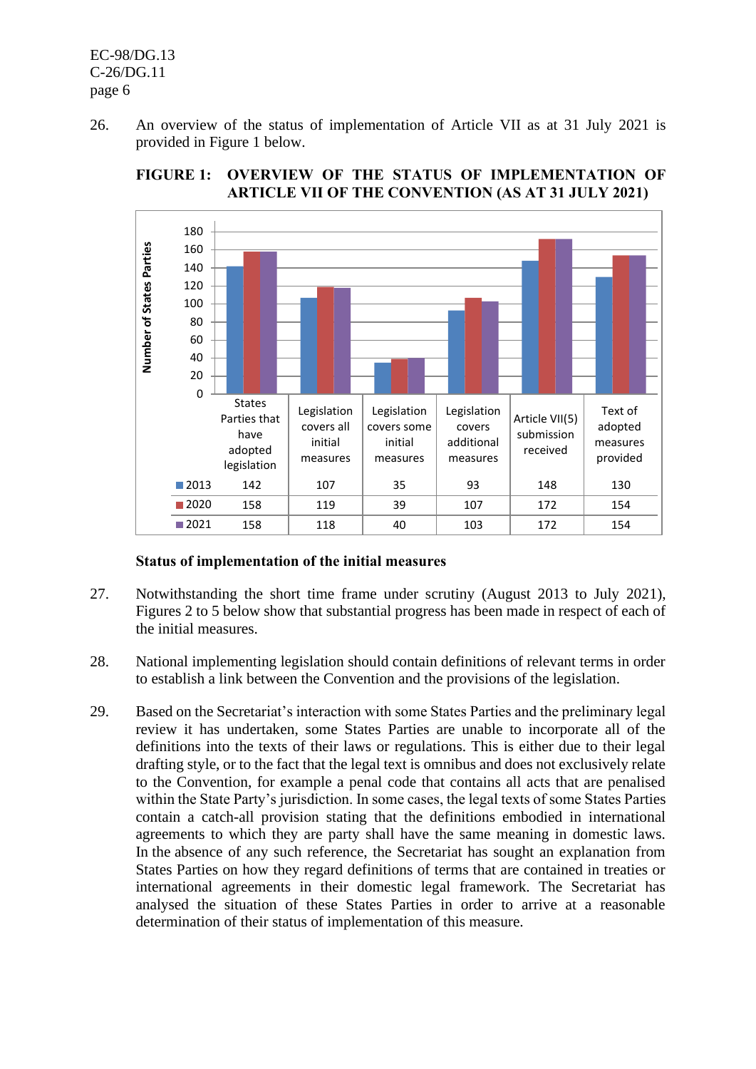26. An overview of the status of implementation of Article VII as at 31 July 2021 is provided in Figure 1 below.

**FIGURE 1: OVERVIEW OF THE STATUS OF IMPLEMENTATION OF ARTICLE VII OF THE CONVENTION (AS AT 31 JULY 2021)**

| | States Parties that have adopted legislation | Legislation covers all initial measures | Legislation covers some initial measures | Legislation covers additional measures | Article VII(5) submission received | Text of adopted measures provided |
|---|---|---|---|---|---|---|
| 2013 | 142 | 107 | 35 | 93 | 148 | 130 |
| 2020 | 158 | 119 | 39 | 107 | 172 | 154 |
| 2021 | 158 | 118 | 40 | 103 | 172 | 154 |

**Status of implementation of the initial measures**

27. Notwithstanding the short time frame under scrutiny (August 2013 to July 2021), Figures 2 to 5 below show that substantial progress has been made in respect of each of the initial measures.

28. National implementing legislation should contain definitions of relevant terms in order to establish a link between the Convention and the provisions of the legislation.

29. Based on the Secretariat's interaction with some States Parties and the preliminary legal review it has undertaken, some States Parties are unable to incorporate all of the definitions into the texts of their laws or regulations. This is either due to their legal drafting style, or to the fact that the legal text is omnibus and does not exclusively relate to the Convention, for example a penal code that contains all acts that are penalised within the State Party's jurisdiction. In some cases, the legal texts of some States Parties contain a catch-all provision stating that the definitions embodied in international agreements to which they are party shall have the same meaning in domestic laws. In the absence of any such reference, the Secretariat has sought an explanation from States Parties on how they regard definitions of terms that are contained in treaties or international agreements in their domestic legal framework. The Secretariat has analysed the situation of these States Parties in order to arrive at a reasonable determination of their status of implementation of this measure.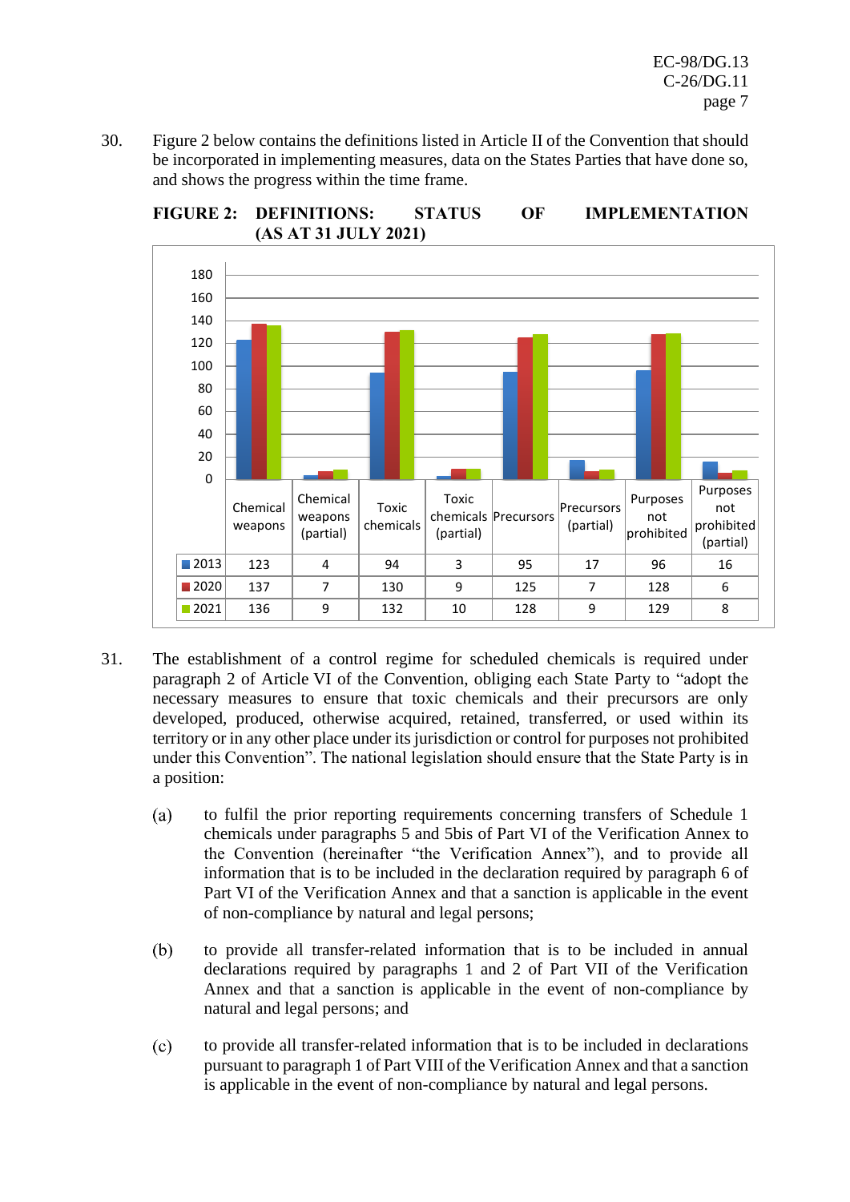30. Figure 2 below contains the definitions listed in Article II of the Convention that should be incorporated in implementing measures, data on the States Parties that have done so, and shows the progress within the time frame.

**FIGURE 2: DEFINITIONS: STATUS OF IMPLEMENTATION (AS AT 31 JULY 2021)**

| | Chemical weapons | Chemical weapons (partial) | Toxic chemicals | Toxic chemicals (partial) | Precursors | Precursors (partial) | Purposes not prohibited | Purposes not prohibited (partial) |
|---|---|---|---|---|---|---|---|---|
| 2013 | 123 | 4 | 94 | 3 | 95 | 17 | 96 | 16 |
| 2020 | 137 | 7 | 130 | 9 | 125 | 7 | 128 | 6 |
| 2021 | 136 | 9 | 132 | 10 | 128 | 9 | 129 | 8 |

31. The establishment of a control regime for scheduled chemicals is required under paragraph 2 of Article VI of the Convention, obliging each State Party to "adopt the necessary measures to ensure that toxic chemicals and their precursors are only developed, produced, otherwise acquired, retained, transferred, or used within its territory or in any other place under its jurisdiction or control for purposes not prohibited under this Convention". The national legislation should ensure that the State Party is in a position:

   (a) to fulfil the prior reporting requirements concerning transfers of Schedule 1 chemicals under paragraphs 5 and 5bis of Part VI of the Verification Annex to the Convention (hereinafter "the Verification Annex"), and to provide all information that is to be included in the declaration required by paragraph 6 of Part VI of the Verification Annex and that a sanction is applicable in the event of non-compliance by natural and legal persons;

   (b) to provide all transfer-related information that is to be included in annual declarations required by paragraphs 1 and 2 of Part VII of the Verification Annex and that a sanction is applicable in the event of non-compliance by natural and legal persons; and

   (c) to provide all transfer-related information that is to be included in declarations pursuant to paragraph 1 of Part VIII of the Verification Annex and that a sanction is applicable in the event of non-compliance by natural and legal persons.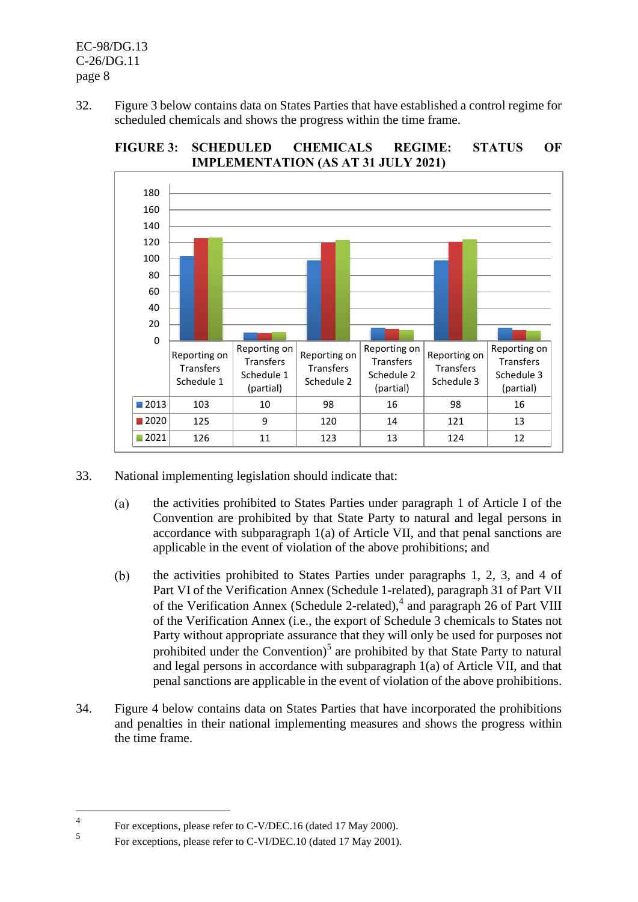32. Figure 3 below contains data on States Parties that have established a control regime for scheduled chemicals and shows the progress within the time frame.

**FIGURE 3: SCHEDULED CHEMICALS REGIME: STATUS OF IMPLEMENTATION (AS AT 31 JULY 2021)**

| | Reporting on Transfers Schedule 1 | Reporting on Transfers Schedule 1 (partial) | Reporting on Transfers Schedule 2 | Reporting on Transfers Schedule 2 (partial) | Reporting on Transfers Schedule 3 | Reporting on Transfers Schedule 3 (partial) |
|---|---|---|---|---|---|---|
| 2013 | 103 | 10 | 98 | 16 | 98 | 16 |
| 2020 | 125 | 9 | 120 | 14 | 121 | 13 |
| 2021 | 126 | 11 | 123 | 13 | 124 | 12 |

33. National implementing legislation should indicate that:

(a) the activities prohibited to States Parties under paragraph 1 of Article I of the Convention are prohibited by that State Party to natural and legal persons in accordance with subparagraph 1(a) of Article VII, and that penal sanctions are applicable in the event of violation of the above prohibitions; and

(b) the activities prohibited to States Parties under paragraphs 1, 2, 3, and 4 of Part VI of the Verification Annex (Schedule 1-related), paragraph 31 of Part VII of the Verification Annex (Schedule 2-related),[4] and paragraph 26 of Part VIII of the Verification Annex (i.e., the export of Schedule 3 chemicals to States not Party without appropriate assurance that they will only be used for purposes not prohibited under the Convention)[5] are prohibited by that State Party to natural and legal persons in accordance with subparagraph 1(a) of Article VII, and that penal sanctions are applicable in the event of violation of the above prohibitions.

34. Figure 4 below contains data on States Parties that have incorporated the prohibitions and penalties in their national implementing measures and shows the progress within the time frame.

---

[4] For exceptions, please refer to C-V/DEC.16 (dated 17 May 2000).

[5] For exceptions, please refer to C-VI/DEC.10 (dated 17 May 2001).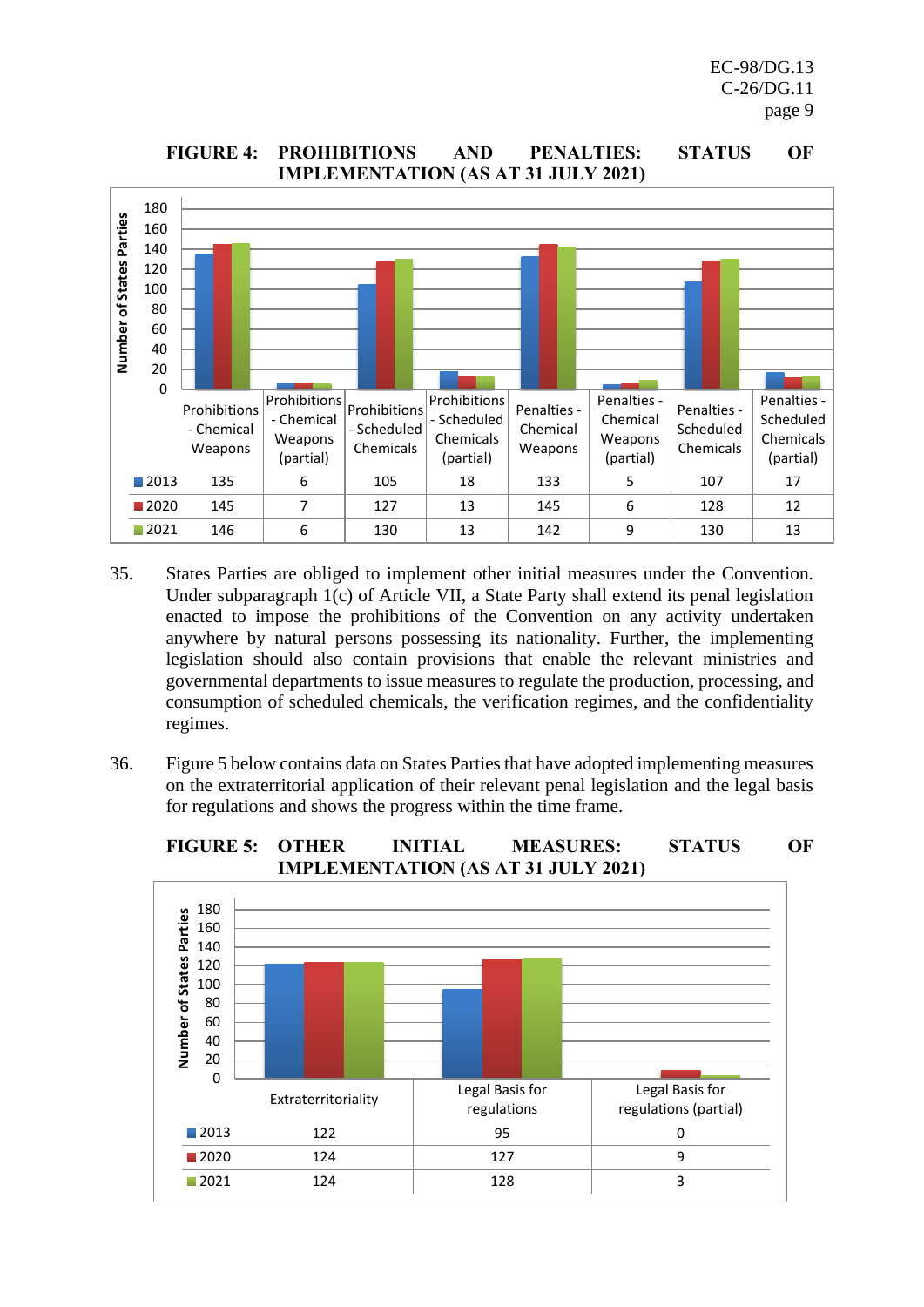**FIGURE 4: PROHIBITIONS AND PENALTIES: STATUS OF IMPLEMENTATION (AS AT 31 JULY 2021)**

| | Prohibitions - Chemical Weapons | Prohibitions - Chemical Weapons (partial) | Prohibitions - Scheduled Chemicals | Prohibitions - Scheduled Chemicals (partial) | Penalties - Chemical Weapons | Penalties - Chemical Weapons (partial) | Penalties - Scheduled Chemicals | Penalties - Scheduled Chemicals (partial) |
|---|---|---|---|---|---|---|---|---|
| 2013 | 135 | 6 | 105 | 18 | 133 | 5 | 107 | 17 |
| 2020 | 145 | 7 | 127 | 13 | 145 | 6 | 128 | 12 |
| 2021 | 146 | 6 | 130 | 13 | 142 | 9 | 130 | 13 |

35. States Parties are obliged to implement other initial measures under the Convention. Under subparagraph 1(c) of Article VII, a State Party shall extend its penal legislation enacted to impose the prohibitions of the Convention on any activity undertaken anywhere by natural persons possessing its nationality. Further, the implementing legislation should also contain provisions that enable the relevant ministries and governmental departments to issue measures to regulate the production, processing, and consumption of scheduled chemicals, the verification regimes, and the confidentiality regimes.

36. Figure 5 below contains data on States Parties that have adopted implementing measures on the extraterritorial application of their relevant penal legislation and the legal basis for regulations and shows the progress within the time frame.

**FIGURE 5: OTHER INITIAL MEASURES: STATUS OF IMPLEMENTATION (AS AT 31 JULY 2021)**

| | Extraterritoriality | Legal Basis for regulations | Legal Basis for regulations (partial) |
|---|---|---|---|
| 2013 | 122 | 95 | 0 |
| 2020 | 124 | 127 | 9 |
| 2021 | 124 | 128 | 3 |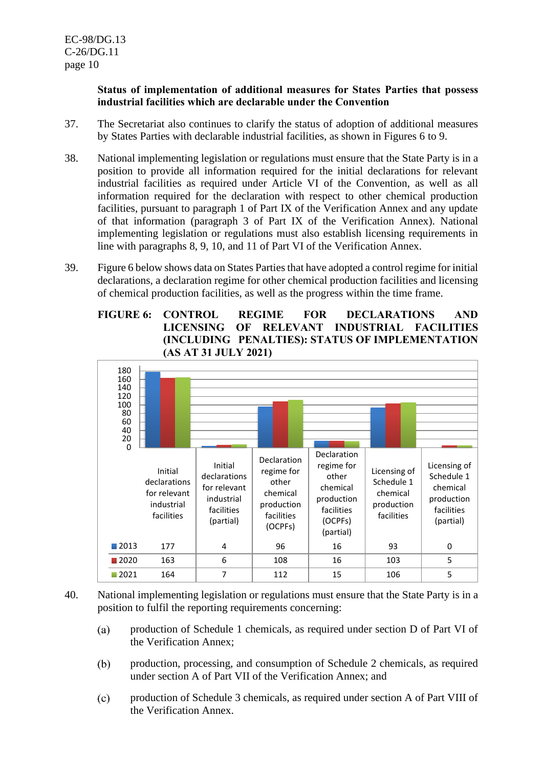**Status of implementation of additional measures for States Parties that possess industrial facilities which are declarable under the Convention**

37. The Secretariat also continues to clarify the status of adoption of additional measures by States Parties with declarable industrial facilities, as shown in Figures 6 to 9.

38. National implementing legislation or regulations must ensure that the State Party is in a position to provide all information required for the initial declarations for relevant industrial facilities as required under Article VI of the Convention, as well as all information required for the declaration with respect to other chemical production facilities, pursuant to paragraph 1 of Part IX of the Verification Annex and any update of that information (paragraph 3 of Part IX of the Verification Annex). National implementing legislation or regulations must also establish licensing requirements in line with paragraphs 8, 9, 10, and 11 of Part VI of the Verification Annex.

39. Figure 6 below shows data on States Parties that have adopted a control regime for initial declarations, a declaration regime for other chemical production facilities and licensing of chemical production facilities, as well as the progress within the time frame.

**FIGURE 6: CONTROL REGIME FOR DECLARATIONS AND LICENSING OF RELEVANT INDUSTRIAL FACILITIES (INCLUDING PENALTIES): STATUS OF IMPLEMENTATION (AS AT 31 JULY 2021)**

| | Initial declarations for relevant industrial facilities | Initial declarations for relevant industrial facilities (partial) | Declaration regime for other chemical production facilities (OCPFs) | Declaration regime for other chemical production facilities (OCPFs) (partial) | Licensing of Schedule 1 chemical production facilities | Licensing of Schedule 1 chemical production facilities (partial) |
|---|---|---|---|---|---|---|
| 2013 | 177 | 4 | 96 | 16 | 93 | 0 |
| 2020 | 163 | 6 | 108 | 16 | 103 | 5 |
| 2021 | 164 | 7 | 112 | 15 | 106 | 5 |

40. National implementing legislation or regulations must ensure that the State Party is in a position to fulfil the reporting requirements concerning:

(a) production of Schedule 1 chemicals, as required under section D of Part VI of the Verification Annex;

(b) production, processing, and consumption of Schedule 2 chemicals, as required under section A of Part VII of the Verification Annex; and

(c) production of Schedule 3 chemicals, as required under section A of Part VIII of the Verification Annex.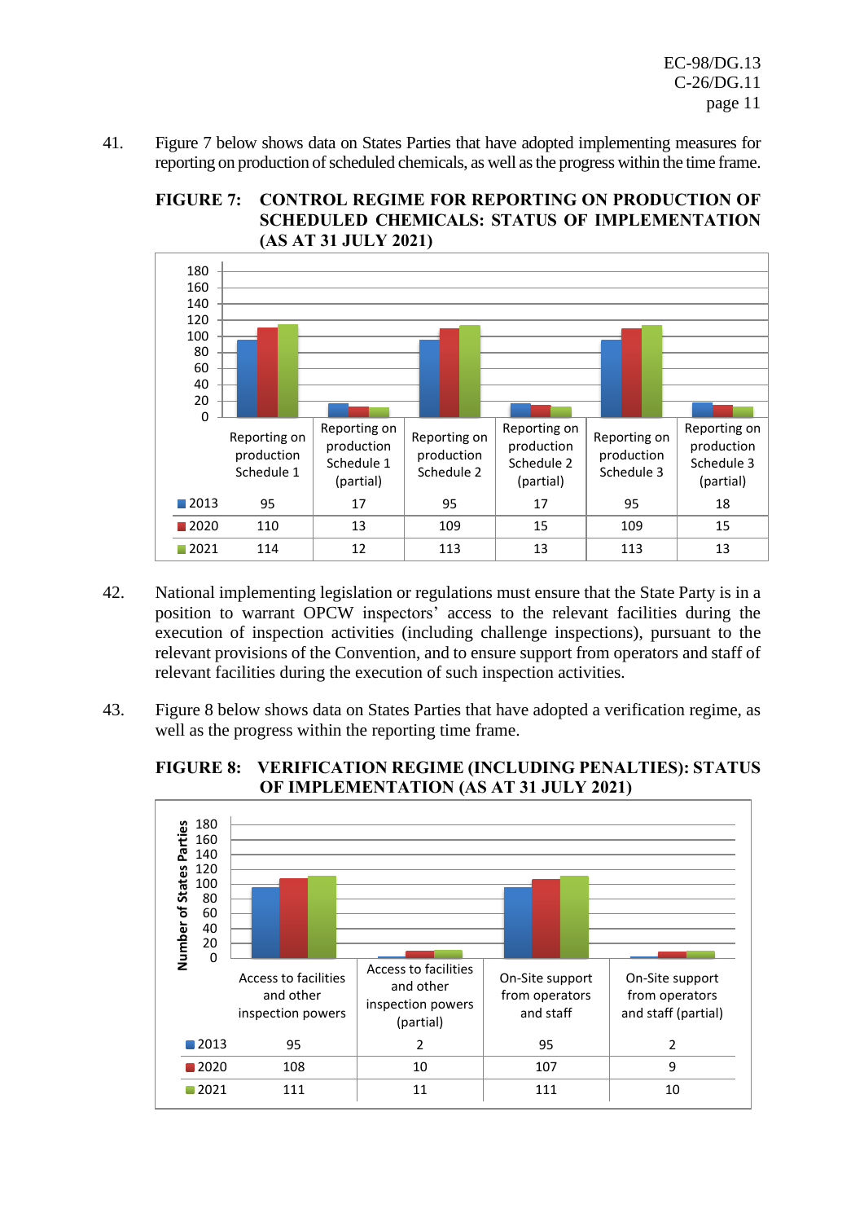41. Figure 7 below shows data on States Parties that have adopted implementing measures for reporting on production of scheduled chemicals, as well as the progress within the time frame.

**FIGURE 7: CONTROL REGIME FOR REPORTING ON PRODUCTION OF SCHEDULED CHEMICALS: STATUS OF IMPLEMENTATION (AS AT 31 JULY 2021)**

| | Reporting on production Schedule 1 | Reporting on production Schedule 1 (partial) | Reporting on production Schedule 2 | Reporting on production Schedule 2 (partial) | Reporting on production Schedule 3 | Reporting on production Schedule 3 (partial) |
|---|---|---|---|---|---|---|
| 2013 | 95 | 17 | 95 | 17 | 95 | 18 |
| 2020 | 110 | 13 | 109 | 15 | 109 | 15 |
| 2021 | 114 | 12 | 113 | 13 | 113 | 13 |

42. National implementing legislation or regulations must ensure that the State Party is in a position to warrant OPCW inspectors' access to the relevant facilities during the execution of inspection activities (including challenge inspections), pursuant to the relevant provisions of the Convention, and to ensure support from operators and staff of relevant facilities during the execution of such inspection activities.

43. Figure 8 below shows data on States Parties that have adopted a verification regime, as well as the progress within the reporting time frame.

**FIGURE 8: VERIFICATION REGIME (INCLUDING PENALTIES): STATUS OF IMPLEMENTATION (AS AT 31 JULY 2021)**

| Number of States Parties | Access to facilities and other inspection powers | Access to facilities and other inspection powers (partial) | On-Site support from operators and staff | On-Site support from operators and staff (partial) |
|---|---|---|---|---|
| 2013 | 95 | 2 | 95 | 2 |
| 2020 | 108 | 10 | 107 | 9 |
| 2021 | 111 | 11 | 111 | 10 |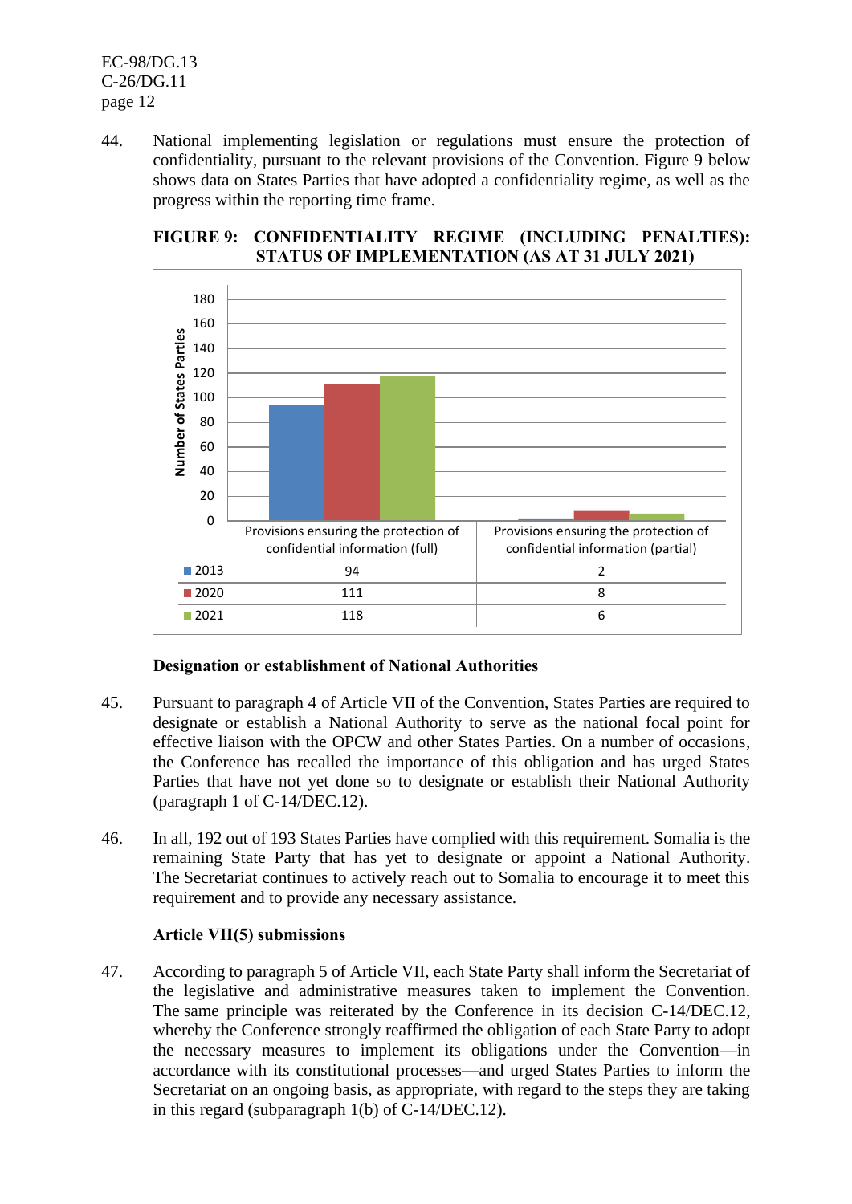44. National implementing legislation or regulations must ensure the protection of confidentiality, pursuant to the relevant provisions of the Convention. Figure 9 below shows data on States Parties that have adopted a confidentiality regime, as well as the progress within the reporting time frame.

**FIGURE 9: CONFIDENTIALITY REGIME (INCLUDING PENALTIES): STATUS OF IMPLEMENTATION (AS AT 31 JULY 2021)**

| | Provisions ensuring the protection of confidential information (full) | Provisions ensuring the protection of confidential information (partial) |
|---|---|---|
| 2013 | 94 | 2 |
| 2020 | 111 | 8 |
| 2021 | 118 | 6 |

### Designation or establishment of National Authorities

45. Pursuant to paragraph 4 of Article VII of the Convention, States Parties are required to designate or establish a National Authority to serve as the national focal point for effective liaison with the OPCW and other States Parties. On a number of occasions, the Conference has recalled the importance of this obligation and has urged States Parties that have not yet done so to designate or establish their National Authority (paragraph 1 of C-14/DEC.12).

46. In all, 192 out of 193 States Parties have complied with this requirement. Somalia is the remaining State Party that has yet to designate or appoint a National Authority. The Secretariat continues to actively reach out to Somalia to encourage it to meet this requirement and to provide any necessary assistance.

### Article VII(5) submissions

47. According to paragraph 5 of Article VII, each State Party shall inform the Secretariat of the legislative and administrative measures taken to implement the Convention. The same principle was reiterated by the Conference in its decision C-14/DEC.12, whereby the Conference strongly reaffirmed the obligation of each State Party to adopt the necessary measures to implement its obligations under the Convention—in accordance with its constitutional processes—and urged States Parties to inform the Secretariat on an ongoing basis, as appropriate, with regard to the steps they are taking in this regard (subparagraph 1(b) of C-14/DEC.12).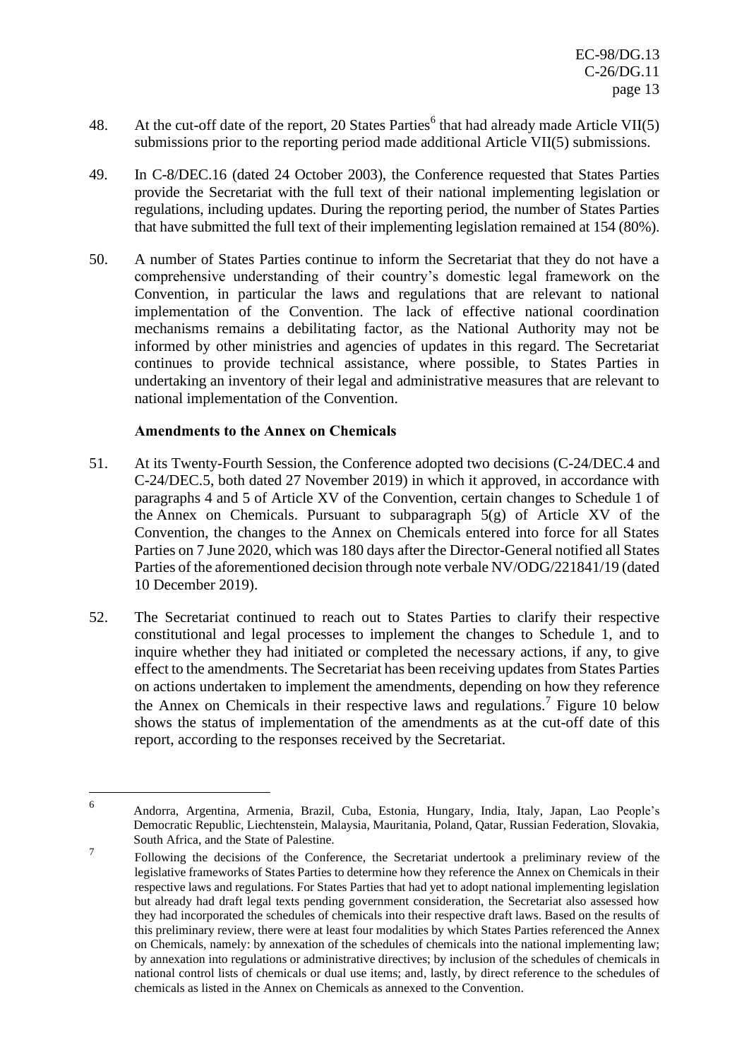48. At the cut-off date of the report, 20 States Parties[6] that had already made Article VII(5) submissions prior to the reporting period made additional Article VII(5) submissions.

49. In C-8/DEC.16 (dated 24 October 2003), the Conference requested that States Parties provide the Secretariat with the full text of their national implementing legislation or regulations, including updates. During the reporting period, the number of States Parties that have submitted the full text of their implementing legislation remained at 154 (80%).

50. A number of States Parties continue to inform the Secretariat that they do not have a comprehensive understanding of their country's domestic legal framework on the Convention, in particular the laws and regulations that are relevant to national implementation of the Convention. The lack of effective national coordination mechanisms remains a debilitating factor, as the National Authority may not be informed by other ministries and agencies of updates in this regard. The Secretariat continues to provide technical assistance, where possible, to States Parties in undertaking an inventory of their legal and administrative measures that are relevant to national implementation of the Convention.

**Amendments to the Annex on Chemicals**

51. At its Twenty-Fourth Session, the Conference adopted two decisions (C-24/DEC.4 and C-24/DEC.5, both dated 27 November 2019) in which it approved, in accordance with paragraphs 4 and 5 of Article XV of the Convention, certain changes to Schedule 1 of the Annex on Chemicals. Pursuant to subparagraph 5(g) of Article XV of the Convention, the changes to the Annex on Chemicals entered into force for all States Parties on 7 June 2020, which was 180 days after the Director-General notified all States Parties of the aforementioned decision through note verbale NV/ODG/221841/19 (dated 10 December 2019).

52. The Secretariat continued to reach out to States Parties to clarify their respective constitutional and legal processes to implement the changes to Schedule 1, and to inquire whether they had initiated or completed the necessary actions, if any, to give effect to the amendments. The Secretariat has been receiving updates from States Parties on actions undertaken to implement the amendments, depending on how they reference the Annex on Chemicals in their respective laws and regulations.[7] Figure 10 below shows the status of implementation of the amendments as at the cut-off date of this report, according to the responses received by the Secretariat.

---

[6] Andorra, Argentina, Armenia, Brazil, Cuba, Estonia, Hungary, India, Italy, Japan, Lao People's Democratic Republic, Liechtenstein, Malaysia, Mauritania, Poland, Qatar, Russian Federation, Slovakia, South Africa, and the State of Palestine.

[7] Following the decisions of the Conference, the Secretariat undertook a preliminary review of the legislative frameworks of States Parties to determine how they reference the Annex on Chemicals in their respective laws and regulations. For States Parties that had yet to adopt national implementing legislation but already had draft legal texts pending government consideration, the Secretariat also assessed how they had incorporated the schedules of chemicals into their respective draft laws. Based on the results of this preliminary review, there were at least four modalities by which States Parties referenced the Annex on Chemicals, namely: by annexation of the schedules of chemicals into the national implementing law; by annexation into regulations or administrative directives; by inclusion of the schedules of chemicals in national control lists of chemicals or dual use items; and, lastly, by direct reference to the schedules of chemicals as listed in the Annex on Chemicals as annexed to the Convention.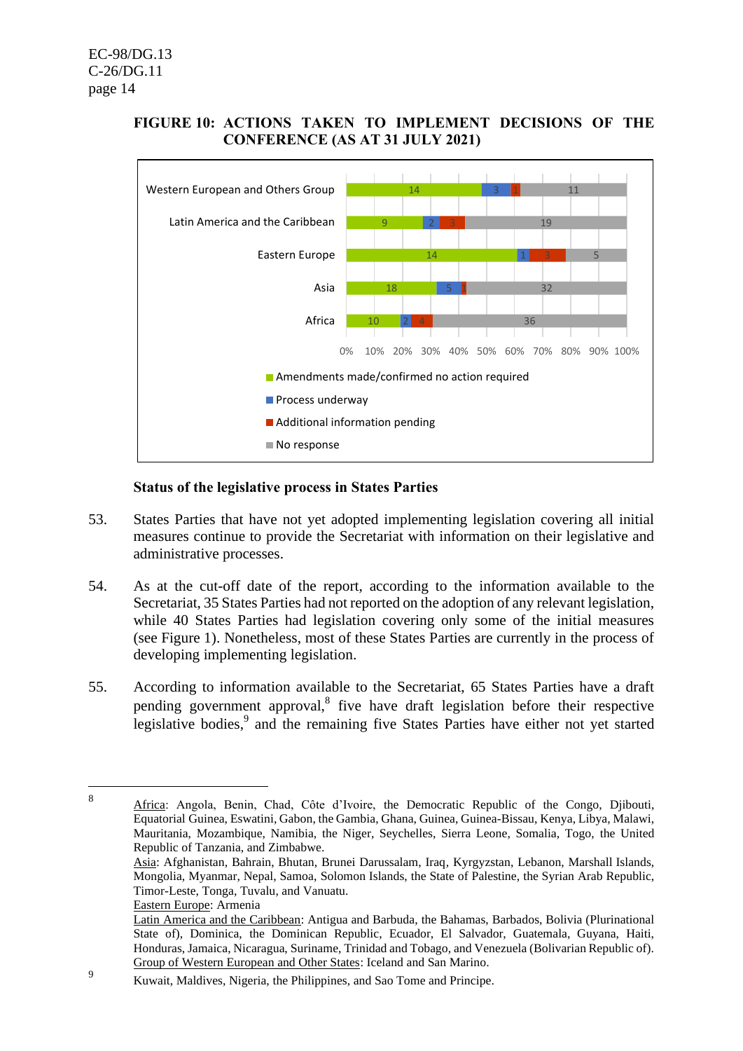**FIGURE 10: ACTIONS TAKEN TO IMPLEMENT DECISIONS OF THE CONFERENCE (AS AT 31 JULY 2021)**

| Region | Amendments made/confirmed no action required | Process underway | Additional information pending | No response |
|---|---|---|---|---|
| Western European and Others Group | 14 | 3 | 1 | 11 |
| Latin America and the Caribbean | 9 | 2 | 3 | 19 |
| Eastern Europe | 14 | 1 | 3 | 5 |
| Asia | 18 | 5 | 1 | 32 |
| Africa | 10 | 2 | 4 | 36 |

### Status of the legislative process in States Parties

53. States Parties that have not yet adopted implementing legislation covering all initial measures continue to provide the Secretariat with information on their legislative and administrative processes.

54. As at the cut-off date of the report, according to the information available to the Secretariat, 35 States Parties had not reported on the adoption of any relevant legislation, while 40 States Parties had legislation covering only some of the initial measures (see Figure 1). Nonetheless, most of these States Parties are currently in the process of developing implementing legislation.

55. According to information available to the Secretariat, 65 States Parties have a draft pending government approval,[8] five have draft legislation before their respective legislative bodies,[9] and the remaining five States Parties have either not yet started

---

[8] Africa: Angola, Benin, Chad, Côte d'Ivoire, the Democratic Republic of the Congo, Djibouti, Equatorial Guinea, Eswatini, Gabon, the Gambia, Ghana, Guinea, Guinea-Bissau, Kenya, Libya, Malawi, Mauritania, Mozambique, Namibia, the Niger, Seychelles, Sierra Leone, Somalia, Togo, the United Republic of Tanzania, and Zimbabwe.
Asia: Afghanistan, Bahrain, Bhutan, Brunei Darussalam, Iraq, Kyrgyzstan, Lebanon, Marshall Islands, Mongolia, Myanmar, Nepal, Samoa, Solomon Islands, the State of Palestine, the Syrian Arab Republic, Timor-Leste, Tonga, Tuvalu, and Vanuatu.
Eastern Europe: Armenia
Latin America and the Caribbean: Antigua and Barbuda, the Bahamas, Barbados, Bolivia (Plurinational State of), Dominica, the Dominican Republic, Ecuador, El Salvador, Guatemala, Guyana, Haiti, Honduras, Jamaica, Nicaragua, Suriname, Trinidad and Tobago, and Venezuela (Bolivarian Republic of).
Group of Western European and Other States: Iceland and San Marino.

[9] Kuwait, Maldives, Nigeria, the Philippines, and Sao Tome and Principe.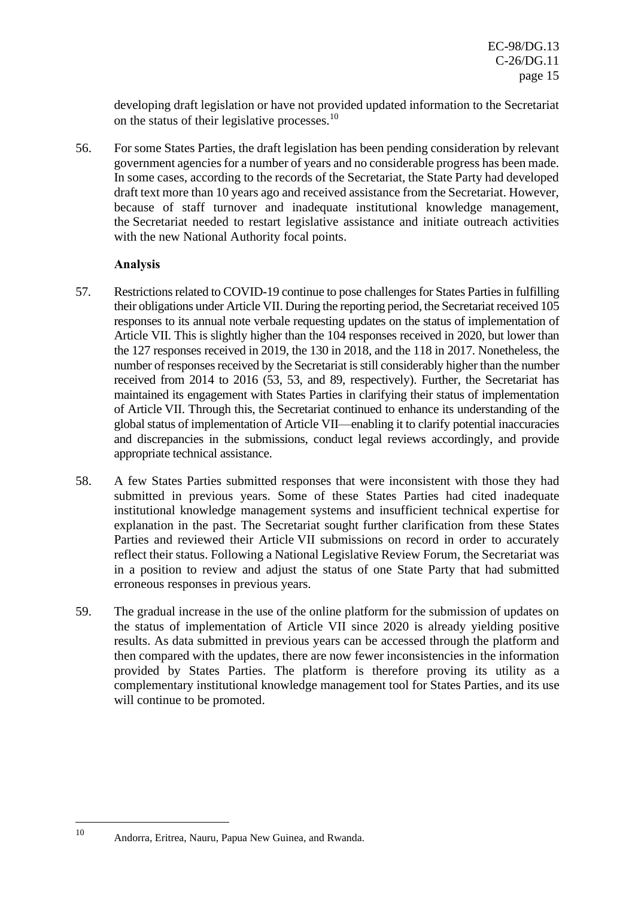developing draft legislation or have not provided updated information to the Secretariat on the status of their legislative processes.[10]

56. For some States Parties, the draft legislation has been pending consideration by relevant government agencies for a number of years and no considerable progress has been made. In some cases, according to the records of the Secretariat, the State Party had developed draft text more than 10 years ago and received assistance from the Secretariat. However, because of staff turnover and inadequate institutional knowledge management, the Secretariat needed to restart legislative assistance and initiate outreach activities with the new National Authority focal points.

**Analysis**

57. Restrictions related to COVID-19 continue to pose challenges for States Parties in fulfilling their obligations under Article VII. During the reporting period, the Secretariat received 105 responses to its annual note verbale requesting updates on the status of implementation of Article VII. This is slightly higher than the 104 responses received in 2020, but lower than the 127 responses received in 2019, the 130 in 2018, and the 118 in 2017. Nonetheless, the number of responses received by the Secretariat is still considerably higher than the number received from 2014 to 2016 (53, 53, and 89, respectively). Further, the Secretariat has maintained its engagement with States Parties in clarifying their status of implementation of Article VII. Through this, the Secretariat continued to enhance its understanding of the global status of implementation of Article VII—enabling it to clarify potential inaccuracies and discrepancies in the submissions, conduct legal reviews accordingly, and provide appropriate technical assistance.

58. A few States Parties submitted responses that were inconsistent with those they had submitted in previous years. Some of these States Parties had cited inadequate institutional knowledge management systems and insufficient technical expertise for explanation in the past. The Secretariat sought further clarification from these States Parties and reviewed their Article VII submissions on record in order to accurately reflect their status. Following a National Legislative Review Forum, the Secretariat was in a position to review and adjust the status of one State Party that had submitted erroneous responses in previous years.

59. The gradual increase in the use of the online platform for the submission of updates on the status of implementation of Article VII since 2020 is already yielding positive results. As data submitted in previous years can be accessed through the platform and then compared with the updates, there are now fewer inconsistencies in the information provided by States Parties. The platform is therefore proving its utility as a complementary institutional knowledge management tool for States Parties, and its use will continue to be promoted.

---

[10] Andorra, Eritrea, Nauru, Papua New Guinea, and Rwanda.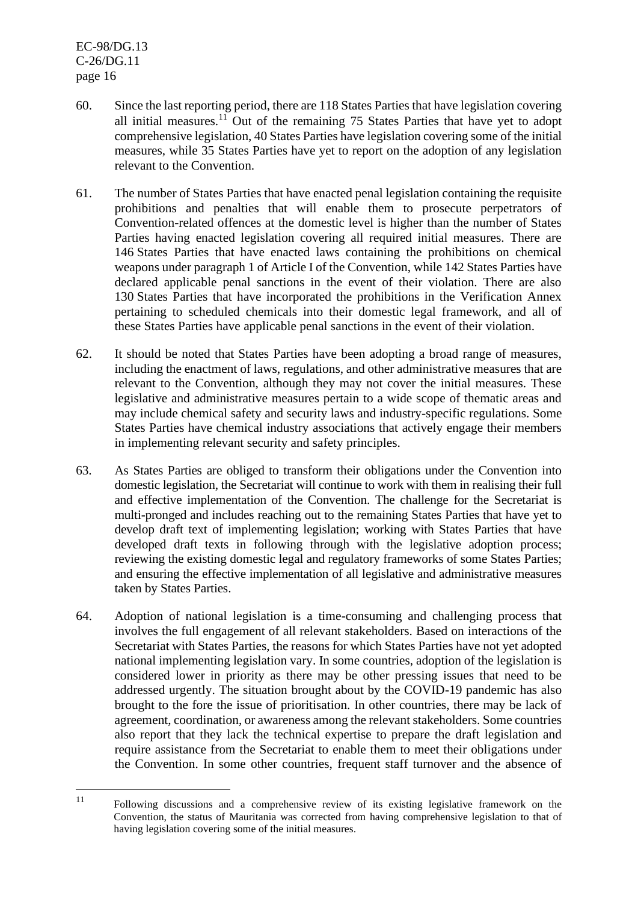60. Since the last reporting period, there are 118 States Parties that have legislation covering all initial measures.[11] Out of the remaining 75 States Parties that have yet to adopt comprehensive legislation, 40 States Parties have legislation covering some of the initial measures, while 35 States Parties have yet to report on the adoption of any legislation relevant to the Convention.

61. The number of States Parties that have enacted penal legislation containing the requisite prohibitions and penalties that will enable them to prosecute perpetrators of Convention-related offences at the domestic level is higher than the number of States Parties having enacted legislation covering all required initial measures. There are 146 States Parties that have enacted laws containing the prohibitions on chemical weapons under paragraph 1 of Article I of the Convention, while 142 States Parties have declared applicable penal sanctions in the event of their violation. There are also 130 States Parties that have incorporated the prohibitions in the Verification Annex pertaining to scheduled chemicals into their domestic legal framework, and all of these States Parties have applicable penal sanctions in the event of their violation.

62. It should be noted that States Parties have been adopting a broad range of measures, including the enactment of laws, regulations, and other administrative measures that are relevant to the Convention, although they may not cover the initial measures. These legislative and administrative measures pertain to a wide scope of thematic areas and may include chemical safety and security laws and industry-specific regulations. Some States Parties have chemical industry associations that actively engage their members in implementing relevant security and safety principles.

63. As States Parties are obliged to transform their obligations under the Convention into domestic legislation, the Secretariat will continue to work with them in realising their full and effective implementation of the Convention. The challenge for the Secretariat is multi-pronged and includes reaching out to the remaining States Parties that have yet to develop draft text of implementing legislation; working with States Parties that have developed draft texts in following through with the legislative adoption process; reviewing the existing domestic legal and regulatory frameworks of some States Parties; and ensuring the effective implementation of all legislative and administrative measures taken by States Parties.

64. Adoption of national legislation is a time-consuming and challenging process that involves the full engagement of all relevant stakeholders. Based on interactions of the Secretariat with States Parties, the reasons for which States Parties have not yet adopted national implementing legislation vary. In some countries, adoption of the legislation is considered lower in priority as there may be other pressing issues that need to be addressed urgently. The situation brought about by the COVID-19 pandemic has also brought to the fore the issue of prioritisation. In other countries, there may be lack of agreement, coordination, or awareness among the relevant stakeholders. Some countries also report that they lack the technical expertise to prepare the draft legislation and require assistance from the Secretariat to enable them to meet their obligations under the Convention. In some other countries, frequent staff turnover and the absence of

[11] Following discussions and a comprehensive review of its existing legislative framework on the Convention, the status of Mauritania was corrected from having comprehensive legislation to that of having legislation covering some of the initial measures.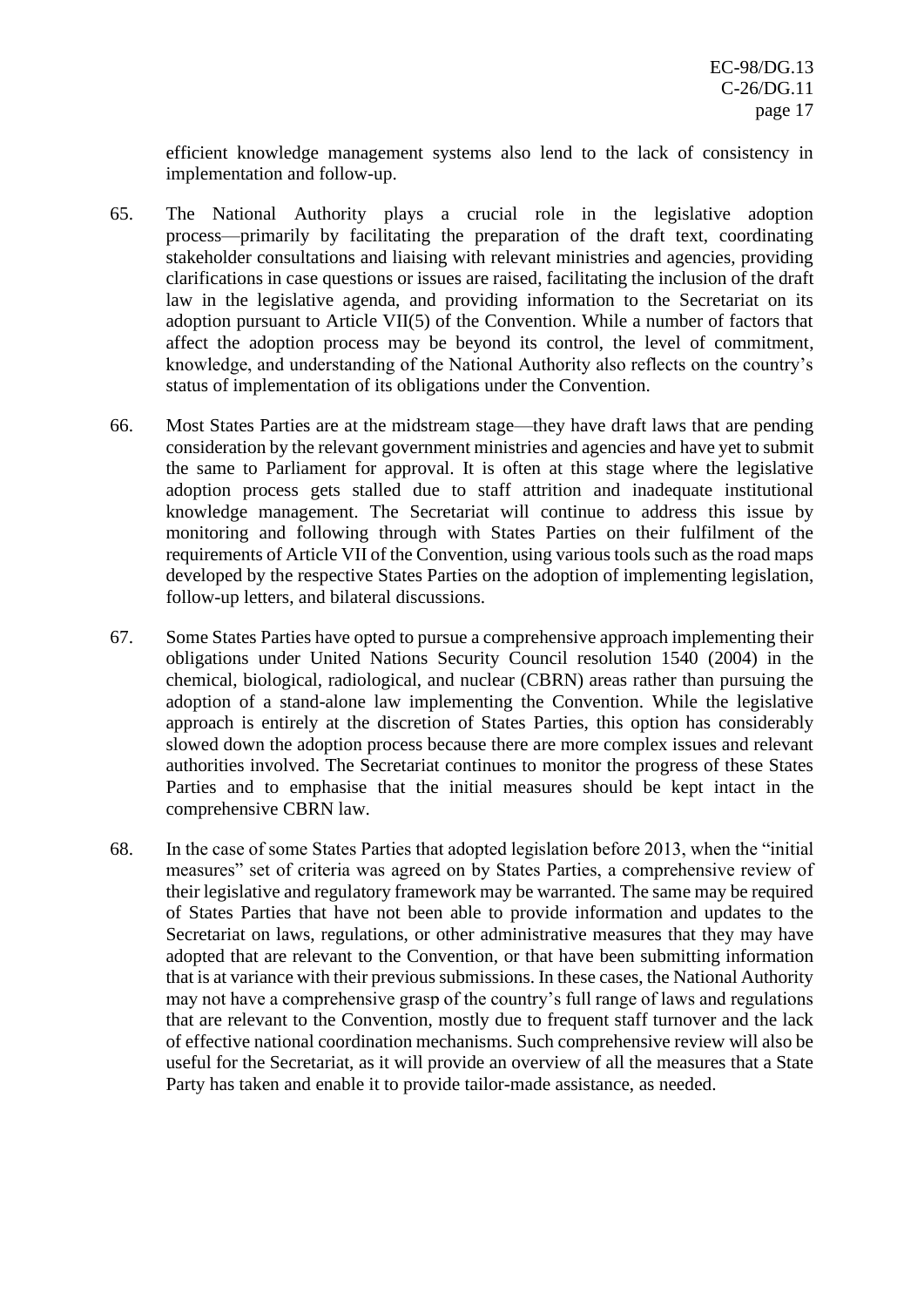efficient knowledge management systems also lend to the lack of consistency in implementation and follow-up.

65. The National Authority plays a crucial role in the legislative adoption process—primarily by facilitating the preparation of the draft text, coordinating stakeholder consultations and liaising with relevant ministries and agencies, providing clarifications in case questions or issues are raised, facilitating the inclusion of the draft law in the legislative agenda, and providing information to the Secretariat on its adoption pursuant to Article VII(5) of the Convention. While a number of factors that affect the adoption process may be beyond its control, the level of commitment, knowledge, and understanding of the National Authority also reflects on the country's status of implementation of its obligations under the Convention.

66. Most States Parties are at the midstream stage—they have draft laws that are pending consideration by the relevant government ministries and agencies and have yet to submit the same to Parliament for approval. It is often at this stage where the legislative adoption process gets stalled due to staff attrition and inadequate institutional knowledge management. The Secretariat will continue to address this issue by monitoring and following through with States Parties on their fulfilment of the requirements of Article VII of the Convention, using various tools such as the road maps developed by the respective States Parties on the adoption of implementing legislation, follow-up letters, and bilateral discussions.

67. Some States Parties have opted to pursue a comprehensive approach implementing their obligations under United Nations Security Council resolution 1540 (2004) in the chemical, biological, radiological, and nuclear (CBRN) areas rather than pursuing the adoption of a stand-alone law implementing the Convention. While the legislative approach is entirely at the discretion of States Parties, this option has considerably slowed down the adoption process because there are more complex issues and relevant authorities involved. The Secretariat continues to monitor the progress of these States Parties and to emphasise that the initial measures should be kept intact in the comprehensive CBRN law.

68. In the case of some States Parties that adopted legislation before 2013, when the "initial measures" set of criteria was agreed on by States Parties, a comprehensive review of their legislative and regulatory framework may be warranted. The same may be required of States Parties that have not been able to provide information and updates to the Secretariat on laws, regulations, or other administrative measures that they may have adopted that are relevant to the Convention, or that have been submitting information that is at variance with their previous submissions. In these cases, the National Authority may not have a comprehensive grasp of the country's full range of laws and regulations that are relevant to the Convention, mostly due to frequent staff turnover and the lack of effective national coordination mechanisms. Such comprehensive review will also be useful for the Secretariat, as it will provide an overview of all the measures that a State Party has taken and enable it to provide tailor-made assistance, as needed.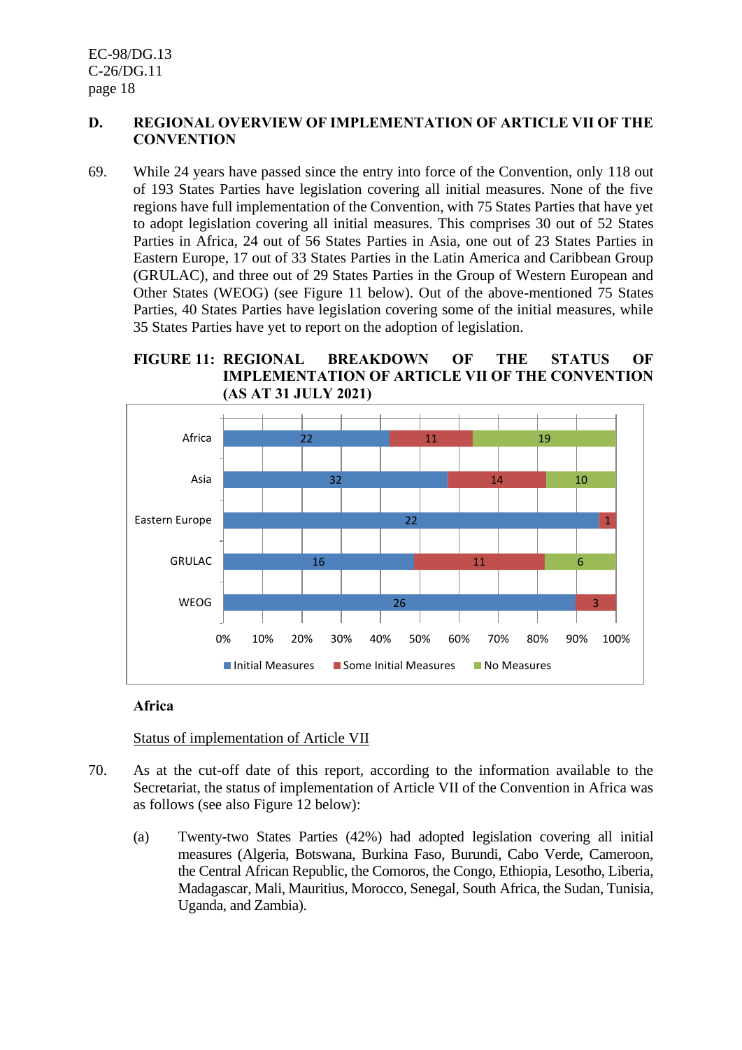## D. REGIONAL OVERVIEW OF IMPLEMENTATION OF ARTICLE VII OF THE CONVENTION

69. While 24 years have passed since the entry into force of the Convention, only 118 out of 193 States Parties have legislation covering all initial measures. None of the five regions have full implementation of the Convention, with 75 States Parties that have yet to adopt legislation covering all initial measures. This comprises 30 out of 52 States Parties in Africa, 24 out of 56 States Parties in Asia, one out of 23 States Parties in Eastern Europe, 17 out of 33 States Parties in the Latin America and Caribbean Group (GRULAC), and three out of 29 States Parties in the Group of Western European and Other States (WEOG) (see Figure 11 below). Out of the above-mentioned 75 States Parties, 40 States Parties have legislation covering some of the initial measures, while 35 States Parties have yet to report on the adoption of legislation.

**FIGURE 11: REGIONAL BREAKDOWN OF THE STATUS OF IMPLEMENTATION OF ARTICLE VII OF THE CONVENTION (AS AT 31 JULY 2021)**

| Region | Initial Measures | Some Initial Measures | No Measures |
|---|---|---|---|
| Africa | 22 | 11 | 19 |
| Asia | 32 | 14 | 10 |
| Eastern Europe | 22 | 1 | |
| GRULAC | 16 | 11 | 6 |
| WEOG | 26 | 3 | |

### Africa

Status of implementation of Article VII

70. As at the cut-off date of this report, according to the information available to the Secretariat, the status of implementation of Article VII of the Convention in Africa was as follows (see also Figure 12 below):

(a) Twenty-two States Parties (42%) had adopted legislation covering all initial measures (Algeria, Botswana, Burkina Faso, Burundi, Cabo Verde, Cameroon, the Central African Republic, the Comoros, the Congo, Ethiopia, Lesotho, Liberia, Madagascar, Mali, Mauritius, Morocco, Senegal, South Africa, the Sudan, Tunisia, Uganda, and Zambia).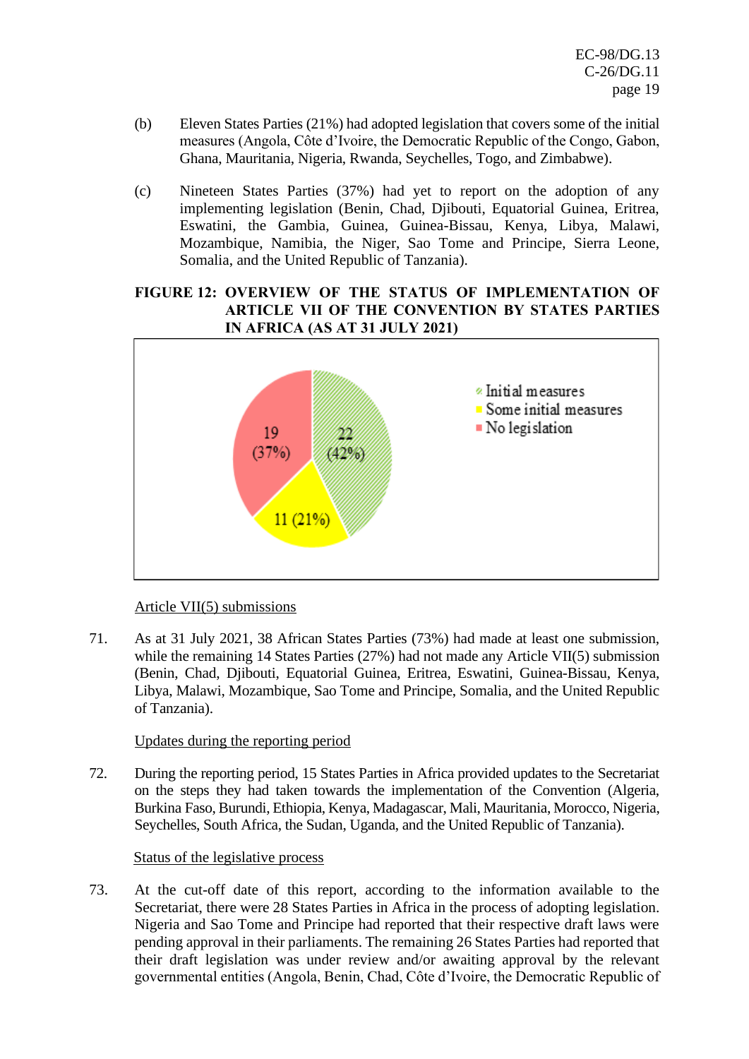(b) Eleven States Parties (21%) had adopted legislation that covers some of the initial measures (Angola, Côte d'Ivoire, the Democratic Republic of the Congo, Gabon, Ghana, Mauritania, Nigeria, Rwanda, Seychelles, Togo, and Zimbabwe).

(c) Nineteen States Parties (37%) had yet to report on the adoption of any implementing legislation (Benin, Chad, Djibouti, Equatorial Guinea, Eritrea, Eswatini, the Gambia, Guinea, Guinea-Bissau, Kenya, Libya, Malawi, Mozambique, Namibia, the Niger, Sao Tome and Principe, Sierra Leone, Somalia, and the United Republic of Tanzania).

**FIGURE 12: OVERVIEW OF THE STATUS OF IMPLEMENTATION OF ARTICLE VII OF THE CONVENTION BY STATES PARTIES IN AFRICA (AS AT 31 JULY 2021)**

| Category | Number (%) |
|---|---|
| Initial measures | 22 (42%) |
| Some initial measures | 11 (21%) |
| No legislation | 19 (37%) |

Article VII(5) submissions

71. As at 31 July 2021, 38 African States Parties (73%) had made at least one submission, while the remaining 14 States Parties (27%) had not made any Article VII(5) submission (Benin, Chad, Djibouti, Equatorial Guinea, Eritrea, Eswatini, Guinea-Bissau, Kenya, Libya, Malawi, Mozambique, Sao Tome and Principe, Somalia, and the United Republic of Tanzania).

Updates during the reporting period

72. During the reporting period, 15 States Parties in Africa provided updates to the Secretariat on the steps they had taken towards the implementation of the Convention (Algeria, Burkina Faso, Burundi, Ethiopia, Kenya, Madagascar, Mali, Mauritania, Morocco, Nigeria, Seychelles, South Africa, the Sudan, Uganda, and the United Republic of Tanzania).

Status of the legislative process

73. At the cut-off date of this report, according to the information available to the Secretariat, there were 28 States Parties in Africa in the process of adopting legislation. Nigeria and Sao Tome and Principe had reported that their respective draft laws were pending approval in their parliaments. The remaining 26 States Parties had reported that their draft legislation was under review and/or awaiting approval by the relevant governmental entities (Angola, Benin, Chad, Côte d'Ivoire, the Democratic Republic of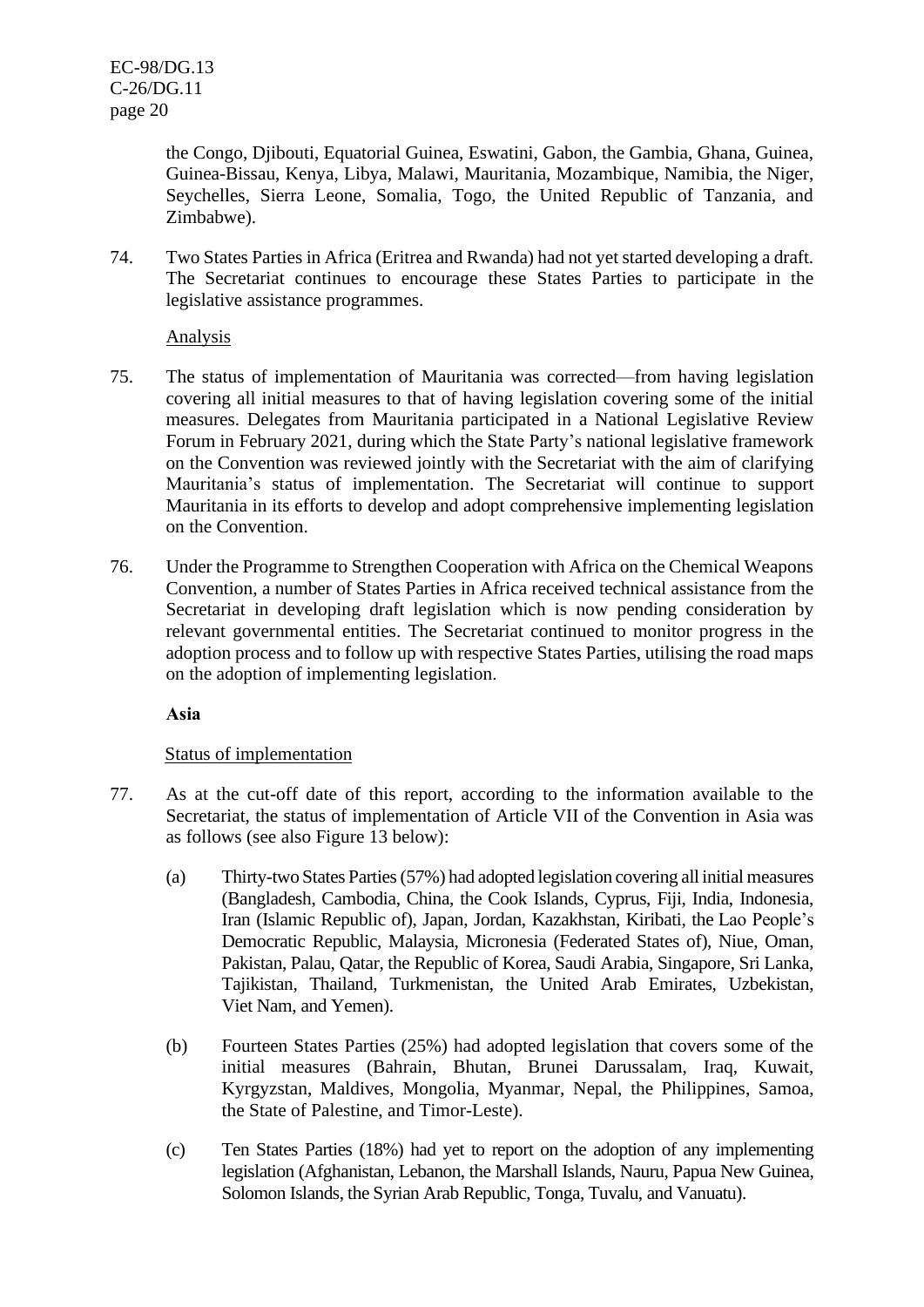the Congo, Djibouti, Equatorial Guinea, Eswatini, Gabon, the Gambia, Ghana, Guinea, Guinea-Bissau, Kenya, Libya, Malawi, Mauritania, Mozambique, Namibia, the Niger, Seychelles, Sierra Leone, Somalia, Togo, the United Republic of Tanzania, and Zimbabwe).

74. Two States Parties in Africa (Eritrea and Rwanda) had not yet started developing a draft. The Secretariat continues to encourage these States Parties to participate in the legislative assistance programmes.

Analysis

75. The status of implementation of Mauritania was corrected—from having legislation covering all initial measures to that of having legislation covering some of the initial measures. Delegates from Mauritania participated in a National Legislative Review Forum in February 2021, during which the State Party's national legislative framework on the Convention was reviewed jointly with the Secretariat with the aim of clarifying Mauritania's status of implementation. The Secretariat will continue to support Mauritania in its efforts to develop and adopt comprehensive implementing legislation on the Convention.

76. Under the Programme to Strengthen Cooperation with Africa on the Chemical Weapons Convention, a number of States Parties in Africa received technical assistance from the Secretariat in developing draft legislation which is now pending consideration by relevant governmental entities. The Secretariat continued to monitor progress in the adoption process and to follow up with respective States Parties, utilising the road maps on the adoption of implementing legislation.

**Asia**

Status of implementation

77. As at the cut-off date of this report, according to the information available to the Secretariat, the status of implementation of Article VII of the Convention in Asia was as follows (see also Figure 13 below):

(a) Thirty-two States Parties (57%) had adopted legislation covering all initial measures (Bangladesh, Cambodia, China, the Cook Islands, Cyprus, Fiji, India, Indonesia, Iran (Islamic Republic of), Japan, Jordan, Kazakhstan, Kiribati, the Lao People's Democratic Republic, Malaysia, Micronesia (Federated States of), Niue, Oman, Pakistan, Palau, Qatar, the Republic of Korea, Saudi Arabia, Singapore, Sri Lanka, Tajikistan, Thailand, Turkmenistan, the United Arab Emirates, Uzbekistan, Viet Nam, and Yemen).

(b) Fourteen States Parties (25%) had adopted legislation that covers some of the initial measures (Bahrain, Bhutan, Brunei Darussalam, Iraq, Kuwait, Kyrgyzstan, Maldives, Mongolia, Myanmar, Nepal, the Philippines, Samoa, the State of Palestine, and Timor-Leste).

(c) Ten States Parties (18%) had yet to report on the adoption of any implementing legislation (Afghanistan, Lebanon, the Marshall Islands, Nauru, Papua New Guinea, Solomon Islands, the Syrian Arab Republic, Tonga, Tuvalu, and Vanuatu).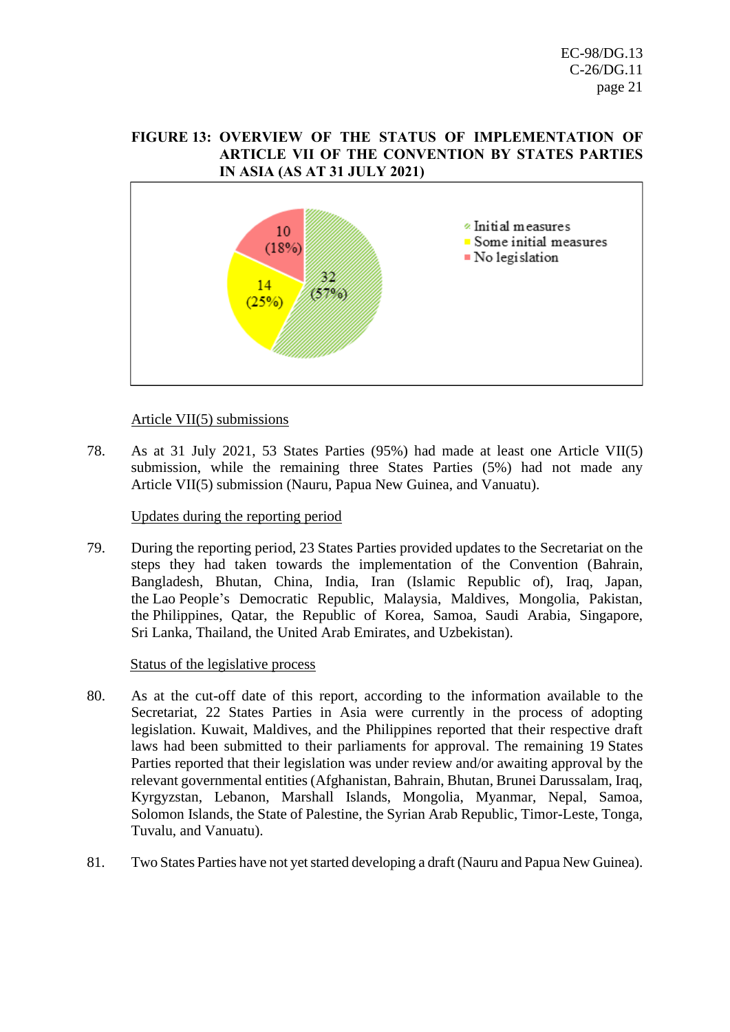**FIGURE 13: OVERVIEW OF THE STATUS OF IMPLEMENTATION OF ARTICLE VII OF THE CONVENTION BY STATES PARTIES IN ASIA (AS AT 31 JULY 2021)**

| Status | Number | Percentage |
|---|---|---|
| Initial measures | 32 | 57% |
| Some initial measures | 14 | 25% |
| No legislation | 10 | 18% |

Article VII(5) submissions

78. As at 31 July 2021, 53 States Parties (95%) had made at least one Article VII(5) submission, while the remaining three States Parties (5%) had not made any Article VII(5) submission (Nauru, Papua New Guinea, and Vanuatu).

Updates during the reporting period

79. During the reporting period, 23 States Parties provided updates to the Secretariat on the steps they had taken towards the implementation of the Convention (Bahrain, Bangladesh, Bhutan, China, India, Iran (Islamic Republic of), Iraq, Japan, the Lao People's Democratic Republic, Malaysia, Maldives, Mongolia, Pakistan, the Philippines, Qatar, the Republic of Korea, Samoa, Saudi Arabia, Singapore, Sri Lanka, Thailand, the United Arab Emirates, and Uzbekistan).

Status of the legislative process

80. As at the cut-off date of this report, according to the information available to the Secretariat, 22 States Parties in Asia were currently in the process of adopting legislation. Kuwait, Maldives, and the Philippines reported that their respective draft laws had been submitted to their parliaments for approval. The remaining 19 States Parties reported that their legislation was under review and/or awaiting approval by the relevant governmental entities (Afghanistan, Bahrain, Bhutan, Brunei Darussalam, Iraq, Kyrgyzstan, Lebanon, Marshall Islands, Mongolia, Myanmar, Nepal, Samoa, Solomon Islands, the State of Palestine, the Syrian Arab Republic, Timor-Leste, Tonga, Tuvalu, and Vanuatu).

81. Two States Parties have not yet started developing a draft (Nauru and Papua New Guinea).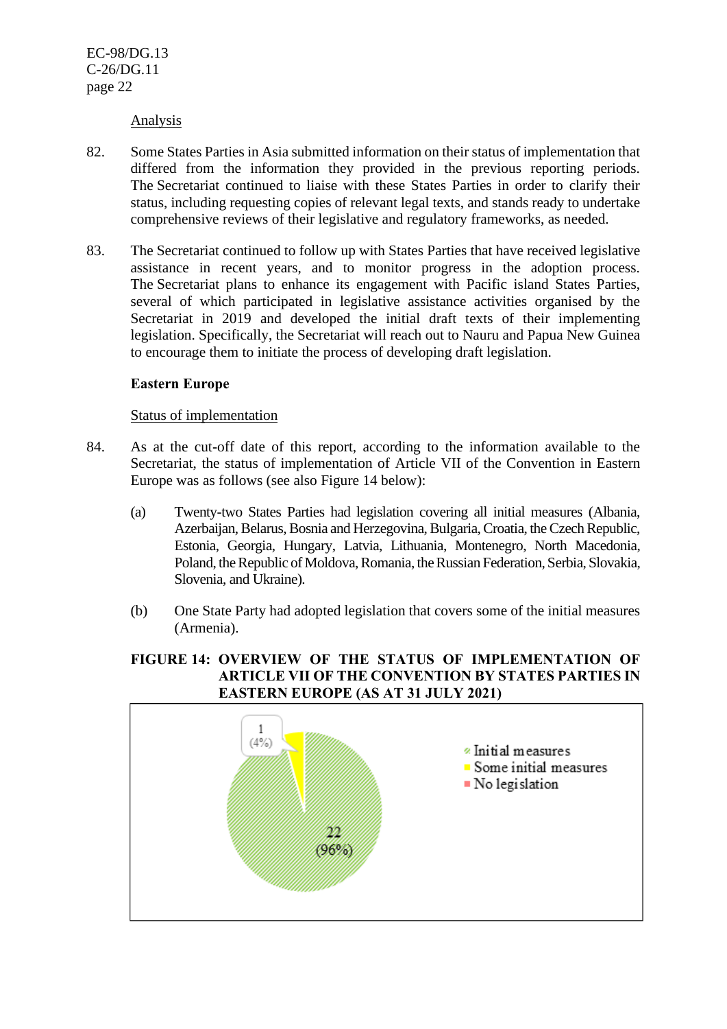Analysis

82. Some States Parties in Asia submitted information on their status of implementation that differed from the information they provided in the previous reporting periods. The Secretariat continued to liaise with these States Parties in order to clarify their status, including requesting copies of relevant legal texts, and stands ready to undertake comprehensive reviews of their legislative and regulatory frameworks, as needed.

83. The Secretariat continued to follow up with States Parties that have received legislative assistance in recent years, and to monitor progress in the adoption process. The Secretariat plans to enhance its engagement with Pacific island States Parties, several of which participated in legislative assistance activities organised by the Secretariat in 2019 and developed the initial draft texts of their implementing legislation. Specifically, the Secretariat will reach out to Nauru and Papua New Guinea to encourage them to initiate the process of developing draft legislation.

**Eastern Europe**

Status of implementation

84. As at the cut-off date of this report, according to the information available to the Secretariat, the status of implementation of Article VII of the Convention in Eastern Europe was as follows (see also Figure 14 below):

   (a) Twenty-two States Parties had legislation covering all initial measures (Albania, Azerbaijan, Belarus, Bosnia and Herzegovina, Bulgaria, Croatia, the Czech Republic, Estonia, Georgia, Hungary, Latvia, Lithuania, Montenegro, North Macedonia, Poland, the Republic of Moldova, Romania, the Russian Federation, Serbia, Slovakia, Slovenia, and Ukraine).

   (b) One State Party had adopted legislation that covers some of the initial measures (Armenia).

**FIGURE 14: OVERVIEW OF THE STATUS OF IMPLEMENTATION OF ARTICLE VII OF THE CONVENTION BY STATES PARTIES IN EASTERN EUROPE (AS AT 31 JULY 2021)**

| Status | Number |
| --- | --- |
| Initial measures | 22 (96%) |
| Some initial measures | 1 (4%) |
| No legislation | |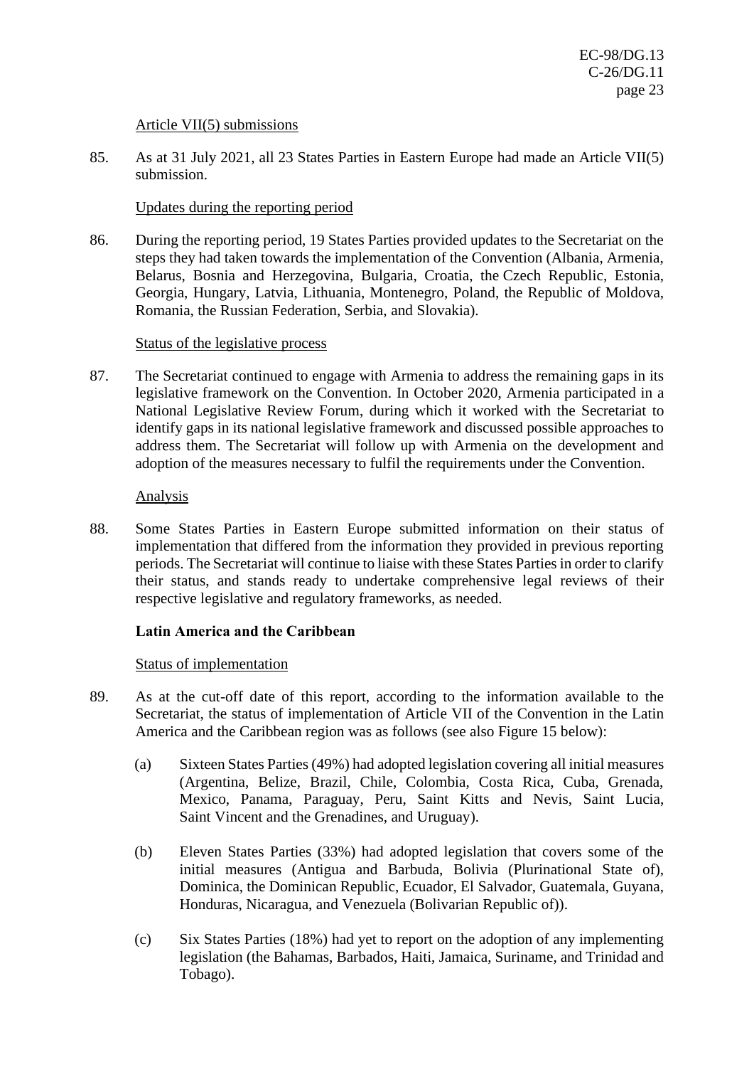Article VII(5) submissions

85. As at 31 July 2021, all 23 States Parties in Eastern Europe had made an Article VII(5) submission.

Updates during the reporting period

86. During the reporting period, 19 States Parties provided updates to the Secretariat on the steps they had taken towards the implementation of the Convention (Albania, Armenia, Belarus, Bosnia and Herzegovina, Bulgaria, Croatia, the Czech Republic, Estonia, Georgia, Hungary, Latvia, Lithuania, Montenegro, Poland, the Republic of Moldova, Romania, the Russian Federation, Serbia, and Slovakia).

Status of the legislative process

87. The Secretariat continued to engage with Armenia to address the remaining gaps in its legislative framework on the Convention. In October 2020, Armenia participated in a National Legislative Review Forum, during which it worked with the Secretariat to identify gaps in its national legislative framework and discussed possible approaches to address them. The Secretariat will follow up with Armenia on the development and adoption of the measures necessary to fulfil the requirements under the Convention.

Analysis

88. Some States Parties in Eastern Europe submitted information on their status of implementation that differed from the information they provided in previous reporting periods. The Secretariat will continue to liaise with these States Parties in order to clarify their status, and stands ready to undertake comprehensive legal reviews of their respective legislative and regulatory frameworks, as needed.

**Latin America and the Caribbean**

Status of implementation

89. As at the cut-off date of this report, according to the information available to the Secretariat, the status of implementation of Article VII of the Convention in the Latin America and the Caribbean region was as follows (see also Figure 15 below):

   (a) Sixteen States Parties (49%) had adopted legislation covering all initial measures (Argentina, Belize, Brazil, Chile, Colombia, Costa Rica, Cuba, Grenada, Mexico, Panama, Paraguay, Peru, Saint Kitts and Nevis, Saint Lucia, Saint Vincent and the Grenadines, and Uruguay).

   (b) Eleven States Parties (33%) had adopted legislation that covers some of the initial measures (Antigua and Barbuda, Bolivia (Plurinational State of), Dominica, the Dominican Republic, Ecuador, El Salvador, Guatemala, Guyana, Honduras, Nicaragua, and Venezuela (Bolivarian Republic of)).

   (c) Six States Parties (18%) had yet to report on the adoption of any implementing legislation (the Bahamas, Barbados, Haiti, Jamaica, Suriname, and Trinidad and Tobago).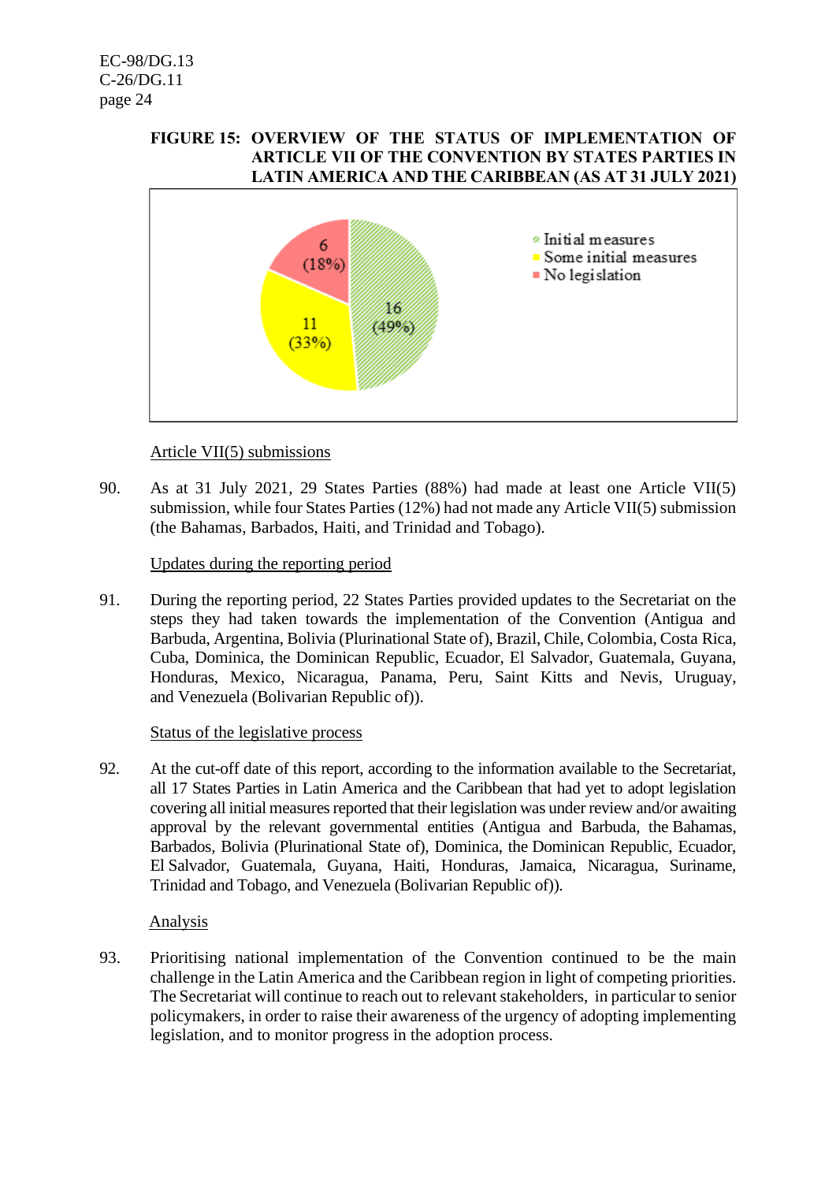**FIGURE 15: OVERVIEW OF THE STATUS OF IMPLEMENTATION OF ARTICLE VII OF THE CONVENTION BY STATES PARTIES IN LATIN AMERICA AND THE CARIBBEAN (AS AT 31 JULY 2021)**

| Category | Number | Percentage |
|---|---|---|
| Initial measures | 16 | 49% |
| Some initial measures | 11 | 33% |
| No legislation | 6 | 18% |

Article VII(5) submissions

90. As at 31 July 2021, 29 States Parties (88%) had made at least one Article VII(5) submission, while four States Parties (12%) had not made any Article VII(5) submission (the Bahamas, Barbados, Haiti, and Trinidad and Tobago).

Updates during the reporting period

91. During the reporting period, 22 States Parties provided updates to the Secretariat on the steps they had taken towards the implementation of the Convention (Antigua and Barbuda, Argentina, Bolivia (Plurinational State of), Brazil, Chile, Colombia, Costa Rica, Cuba, Dominica, the Dominican Republic, Ecuador, El Salvador, Guatemala, Guyana, Honduras, Mexico, Nicaragua, Panama, Peru, Saint Kitts and Nevis, Uruguay, and Venezuela (Bolivarian Republic of)).

Status of the legislative process

92. At the cut-off date of this report, according to the information available to the Secretariat, all 17 States Parties in Latin America and the Caribbean that had yet to adopt legislation covering all initial measures reported that their legislation was under review and/or awaiting approval by the relevant governmental entities (Antigua and Barbuda, the Bahamas, Barbados, Bolivia (Plurinational State of), Dominica, the Dominican Republic, Ecuador, El Salvador, Guatemala, Guyana, Haiti, Honduras, Jamaica, Nicaragua, Suriname, Trinidad and Tobago, and Venezuela (Bolivarian Republic of)).

Analysis

93. Prioritising national implementation of the Convention continued to be the main challenge in the Latin America and the Caribbean region in light of competing priorities. The Secretariat will continue to reach out to relevant stakeholders, in particular to senior policymakers, in order to raise their awareness of the urgency of adopting implementing legislation, and to monitor progress in the adoption process.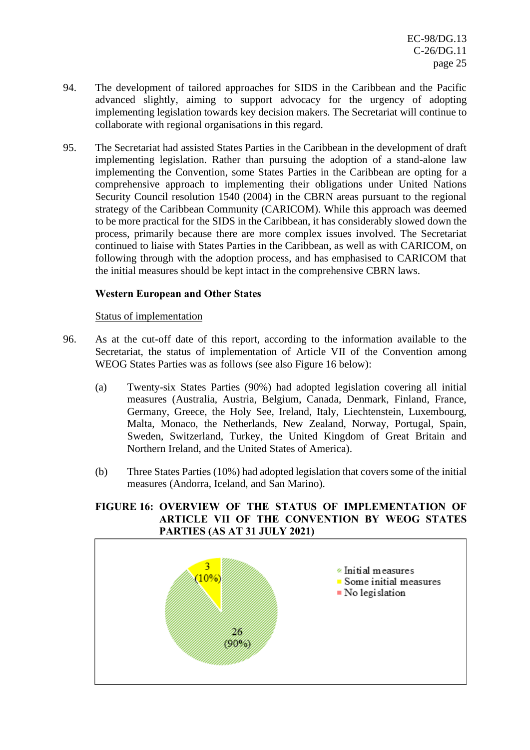94. The development of tailored approaches for SIDS in the Caribbean and the Pacific advanced slightly, aiming to support advocacy for the urgency of adopting implementing legislation towards key decision makers. The Secretariat will continue to collaborate with regional organisations in this regard.

95. The Secretariat had assisted States Parties in the Caribbean in the development of draft implementing legislation. Rather than pursuing the adoption of a stand-alone law implementing the Convention, some States Parties in the Caribbean are opting for a comprehensive approach to implementing their obligations under United Nations Security Council resolution 1540 (2004) in the CBRN areas pursuant to the regional strategy of the Caribbean Community (CARICOM). While this approach was deemed to be more practical for the SIDS in the Caribbean, it has considerably slowed down the process, primarily because there are more complex issues involved. The Secretariat continued to liaise with States Parties in the Caribbean, as well as with CARICOM, on following through with the adoption process, and has emphasised to CARICOM that the initial measures should be kept intact in the comprehensive CBRN laws.

**Western European and Other States**

Status of implementation

96. As at the cut-off date of this report, according to the information available to the Secretariat, the status of implementation of Article VII of the Convention among WEOG States Parties was as follows (see also Figure 16 below):

(a) Twenty-six States Parties (90%) had adopted legislation covering all initial measures (Australia, Austria, Belgium, Canada, Denmark, Finland, France, Germany, Greece, the Holy See, Ireland, Italy, Liechtenstein, Luxembourg, Malta, Monaco, the Netherlands, New Zealand, Norway, Portugal, Spain, Sweden, Switzerland, Turkey, the United Kingdom of Great Britain and Northern Ireland, and the United States of America).

(b) Three States Parties (10%) had adopted legislation that covers some of the initial measures (Andorra, Iceland, and San Marino).

**FIGURE 16: OVERVIEW OF THE STATUS OF IMPLEMENTATION OF ARTICLE VII OF THE CONVENTION BY WEOG STATES PARTIES (AS AT 31 JULY 2021)**

| Status | Number | Percentage |
|---|---|---|
| Initial measures | 26 | 90% |
| Some initial measures | 3 | 10% |
| No legislation | | |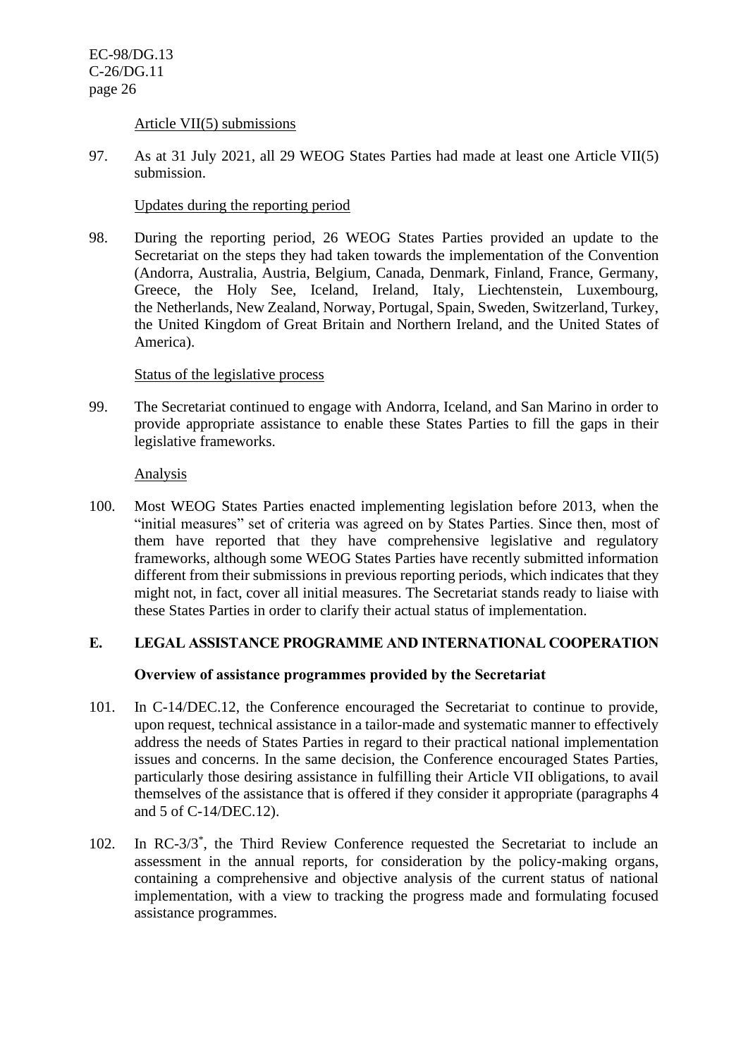Article VII(5) submissions

97. As at 31 July 2021, all 29 WEOG States Parties had made at least one Article VII(5) submission.

Updates during the reporting period

98. During the reporting period, 26 WEOG States Parties provided an update to the Secretariat on the steps they had taken towards the implementation of the Convention (Andorra, Australia, Austria, Belgium, Canada, Denmark, Finland, France, Germany, Greece, the Holy See, Iceland, Ireland, Italy, Liechtenstein, Luxembourg, the Netherlands, New Zealand, Norway, Portugal, Spain, Sweden, Switzerland, Turkey, the United Kingdom of Great Britain and Northern Ireland, and the United States of America).

Status of the legislative process

99. The Secretariat continued to engage with Andorra, Iceland, and San Marino in order to provide appropriate assistance to enable these States Parties to fill the gaps in their legislative frameworks.

Analysis

100. Most WEOG States Parties enacted implementing legislation before 2013, when the "initial measures" set of criteria was agreed on by States Parties. Since then, most of them have reported that they have comprehensive legislative and regulatory frameworks, although some WEOG States Parties have recently submitted information different from their submissions in previous reporting periods, which indicates that they might not, in fact, cover all initial measures. The Secretariat stands ready to liaise with these States Parties in order to clarify their actual status of implementation.

## E. LEGAL ASSISTANCE PROGRAMME AND INTERNATIONAL COOPERATION

### Overview of assistance programmes provided by the Secretariat

101. In C-14/DEC.12, the Conference encouraged the Secretariat to continue to provide, upon request, technical assistance in a tailor-made and systematic manner to effectively address the needs of States Parties in regard to their practical national implementation issues and concerns. In the same decision, the Conference encouraged States Parties, particularly those desiring assistance in fulfilling their Article VII obligations, to avail themselves of the assistance that is offered if they consider it appropriate (paragraphs 4 and 5 of C-14/DEC.12).

102. In RC-3/3*, the Third Review Conference requested the Secretariat to include an assessment in the annual reports, for consideration by the policy-making organs, containing a comprehensive and objective analysis of the current status of national implementation, with a view to tracking the progress made and formulating focused assistance programmes.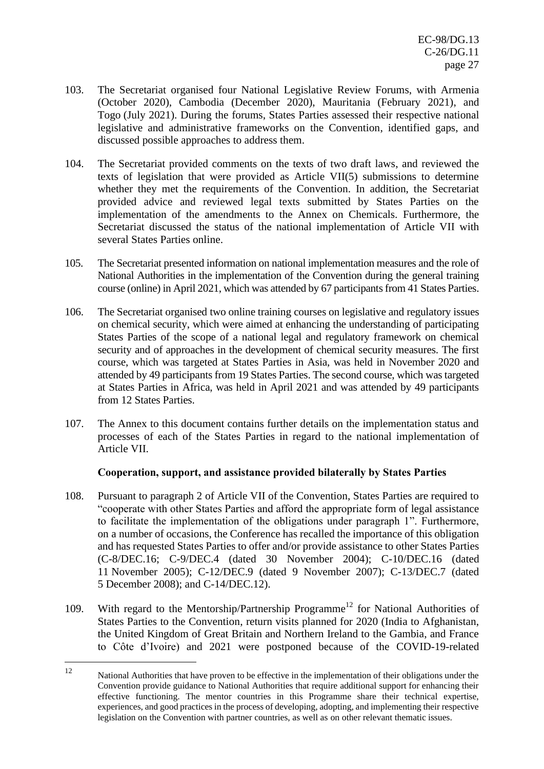103. The Secretariat organised four National Legislative Review Forums, with Armenia (October 2020), Cambodia (December 2020), Mauritania (February 2021), and Togo (July 2021). During the forums, States Parties assessed their respective national legislative and administrative frameworks on the Convention, identified gaps, and discussed possible approaches to address them.

104. The Secretariat provided comments on the texts of two draft laws, and reviewed the texts of legislation that were provided as Article VII(5) submissions to determine whether they met the requirements of the Convention. In addition, the Secretariat provided advice and reviewed legal texts submitted by States Parties on the implementation of the amendments to the Annex on Chemicals. Furthermore, the Secretariat discussed the status of the national implementation of Article VII with several States Parties online.

105. The Secretariat presented information on national implementation measures and the role of National Authorities in the implementation of the Convention during the general training course (online) in April 2021, which was attended by 67 participants from 41 States Parties.

106. The Secretariat organised two online training courses on legislative and regulatory issues on chemical security, which were aimed at enhancing the understanding of participating States Parties of the scope of a national legal and regulatory framework on chemical security and of approaches in the development of chemical security measures. The first course, which was targeted at States Parties in Asia, was held in November 2020 and attended by 49 participants from 19 States Parties. The second course, which was targeted at States Parties in Africa, was held in April 2021 and was attended by 49 participants from 12 States Parties.

107. The Annex to this document contains further details on the implementation status and processes of each of the States Parties in regard to the national implementation of Article VII.

### Cooperation, support, and assistance provided bilaterally by States Parties

108. Pursuant to paragraph 2 of Article VII of the Convention, States Parties are required to "cooperate with other States Parties and afford the appropriate form of legal assistance to facilitate the implementation of the obligations under paragraph 1". Furthermore, on a number of occasions, the Conference has recalled the importance of this obligation and has requested States Parties to offer and/or provide assistance to other States Parties (C-8/DEC.16; C-9/DEC.4 (dated 30 November 2004); C-10/DEC.16 (dated 11 November 2005); C-12/DEC.9 (dated 9 November 2007); C-13/DEC.7 (dated 5 December 2008); and C-14/DEC.12).

109. With regard to the Mentorship/Partnership Programme[12] for National Authorities of States Parties to the Convention, return visits planned for 2020 (India to Afghanistan, the United Kingdom of Great Britain and Northern Ireland to the Gambia, and France to Côte d'Ivoire) and 2021 were postponed because of the COVID-19-related

---

[12] National Authorities that have proven to be effective in the implementation of their obligations under the Convention provide guidance to National Authorities that require additional support for enhancing their effective functioning. The mentor countries in this Programme share their technical expertise, experiences, and good practices in the process of developing, adopting, and implementing their respective legislation on the Convention with partner countries, as well as on other relevant thematic issues.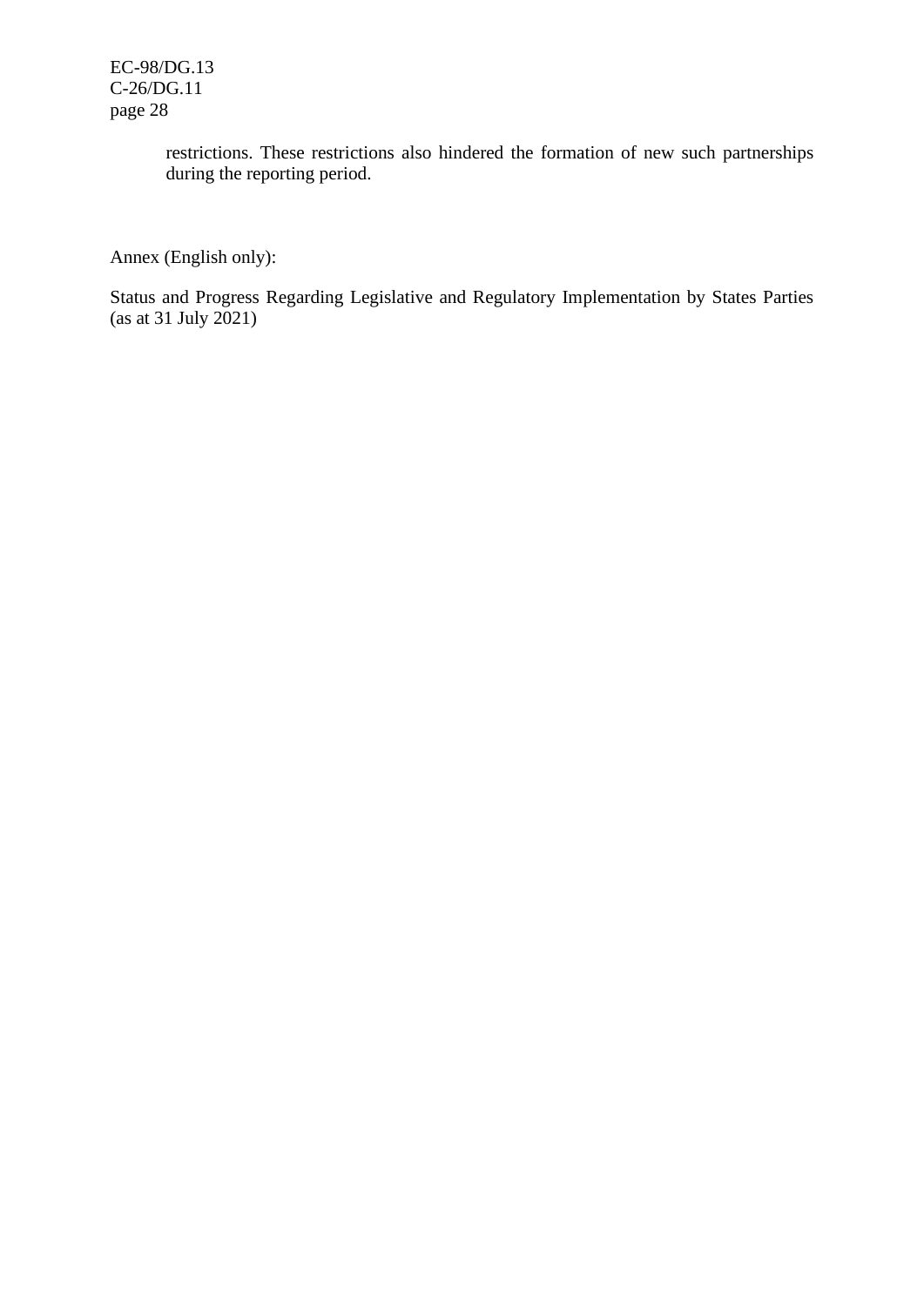restrictions. These restrictions also hindered the formation of new such partnerships during the reporting period.

Annex (English only):

Status and Progress Regarding Legislative and Regulatory Implementation by States Parties (as at 31 July 2021)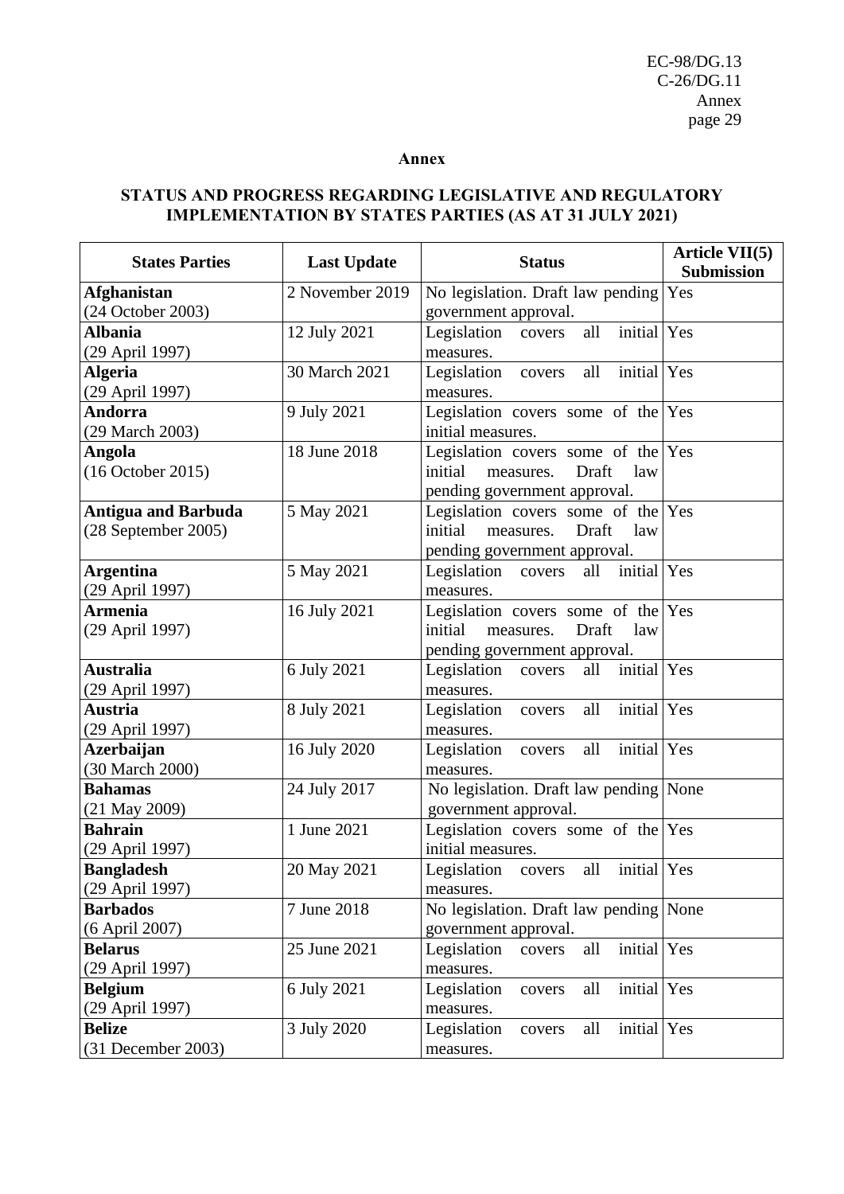**Annex**

**STATUS AND PROGRESS REGARDING LEGISLATIVE AND REGULATORY IMPLEMENTATION BY STATES PARTIES (AS AT 31 JULY 2021)**

| States Parties | Last Update | Status | Article VII(5) Submission |
|---|---|---|---|
| **Afghanistan** (24 October 2003) | 2 November 2019 | No legislation. Draft law pending government approval. | Yes |
| **Albania** (29 April 1997) | 12 July 2021 | Legislation covers all initial measures. | Yes |
| **Algeria** (29 April 1997) | 30 March 2021 | Legislation covers all initial measures. | Yes |
| **Andorra** (29 March 2003) | 9 July 2021 | Legislation covers some of the initial measures. | Yes |
| **Angola** (16 October 2015) | 18 June 2018 | Legislation covers some of the initial measures. Draft law pending government approval. | Yes |
| **Antigua and Barbuda** (28 September 2005) | 5 May 2021 | Legislation covers some of the initial measures. Draft law pending government approval. | Yes |
| **Argentina** (29 April 1997) | 5 May 2021 | Legislation covers all initial measures. | Yes |
| **Armenia** (29 April 1997) | 16 July 2021 | Legislation covers some of the initial measures. Draft law pending government approval. | Yes |
| **Australia** (29 April 1997) | 6 July 2021 | Legislation covers all initial measures. | Yes |
| **Austria** (29 April 1997) | 8 July 2021 | Legislation covers all initial measures. | Yes |
| **Azerbaijan** (30 March 2000) | 16 July 2020 | Legislation covers all initial measures. | Yes |
| **Bahamas** (21 May 2009) | 24 July 2017 | No legislation. Draft law pending government approval. | None |
| **Bahrain** (29 April 1997) | 1 June 2021 | Legislation covers some of the initial measures. | Yes |
| **Bangladesh** (29 April 1997) | 20 May 2021 | Legislation covers all initial measures. | Yes |
| **Barbados** (6 April 2007) | 7 June 2018 | No legislation. Draft law pending government approval. | None |
| **Belarus** (29 April 1997) | 25 June 2021 | Legislation covers all initial measures. | Yes |
| **Belgium** (29 April 1997) | 6 July 2021 | Legislation covers all initial measures. | Yes |
| **Belize** (31 December 2003) | 3 July 2020 | Legislation covers all initial measures. | Yes |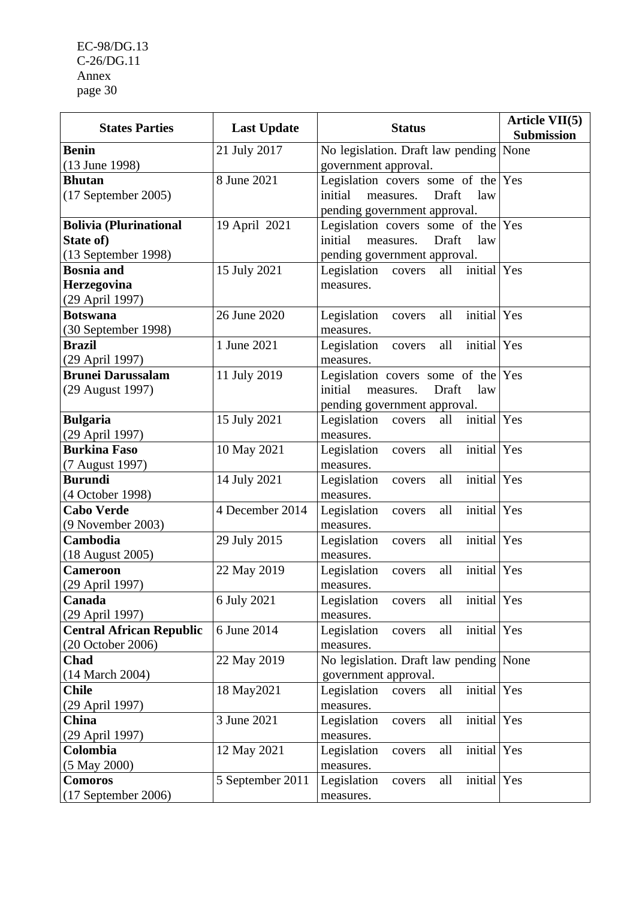| States Parties | Last Update | Status | Article VII(5) Submission |
|---|---|---|---|
| **Benin** (13 June 1998) | 21 July 2017 | No legislation. Draft law pending government approval. | None |
| **Bhutan** (17 September 2005) | 8 June 2021 | Legislation covers some of the initial measures. Draft law pending government approval. | Yes |
| **Bolivia (Plurinational State of)** (13 September 1998) | 19 April 2021 | Legislation covers some of the initial measures. Draft law pending government approval. | Yes |
| **Bosnia and Herzegovina** (29 April 1997) | 15 July 2021 | Legislation covers all initial measures. | Yes |
| **Botswana** (30 September 1998) | 26 June 2020 | Legislation covers all initial measures. | Yes |
| **Brazil** (29 April 1997) | 1 June 2021 | Legislation covers all initial measures. | Yes |
| **Brunei Darussalam** (29 August 1997) | 11 July 2019 | Legislation covers some of the initial measures. Draft law pending government approval. | Yes |
| **Bulgaria** (29 April 1997) | 15 July 2021 | Legislation covers all initial measures. | Yes |
| **Burkina Faso** (7 August 1997) | 10 May 2021 | Legislation covers all initial measures. | Yes |
| **Burundi** (4 October 1998) | 14 July 2021 | Legislation covers all initial measures. | Yes |
| **Cabo Verde** (9 November 2003) | 4 December 2014 | Legislation covers all initial measures. | Yes |
| **Cambodia** (18 August 2005) | 29 July 2015 | Legislation covers all initial measures. | Yes |
| **Cameroon** (29 April 1997) | 22 May 2019 | Legislation covers all initial measures. | Yes |
| **Canada** (29 April 1997) | 6 July 2021 | Legislation covers all initial measures. | Yes |
| **Central African Republic** (20 October 2006) | 6 June 2014 | Legislation covers all initial measures. | Yes |
| **Chad** (14 March 2004) | 22 May 2019 | No legislation. Draft law pending government approval. | None |
| **Chile** (29 April 1997) | 18 May2021 | Legislation covers all initial measures. | Yes |
| **China** (29 April 1997) | 3 June 2021 | Legislation covers all initial measures. | Yes |
| **Colombia** (5 May 2000) | 12 May 2021 | Legislation covers all initial measures. | Yes |
| **Comoros** (17 September 2006) | 5 September 2011 | Legislation covers all initial measures. | Yes |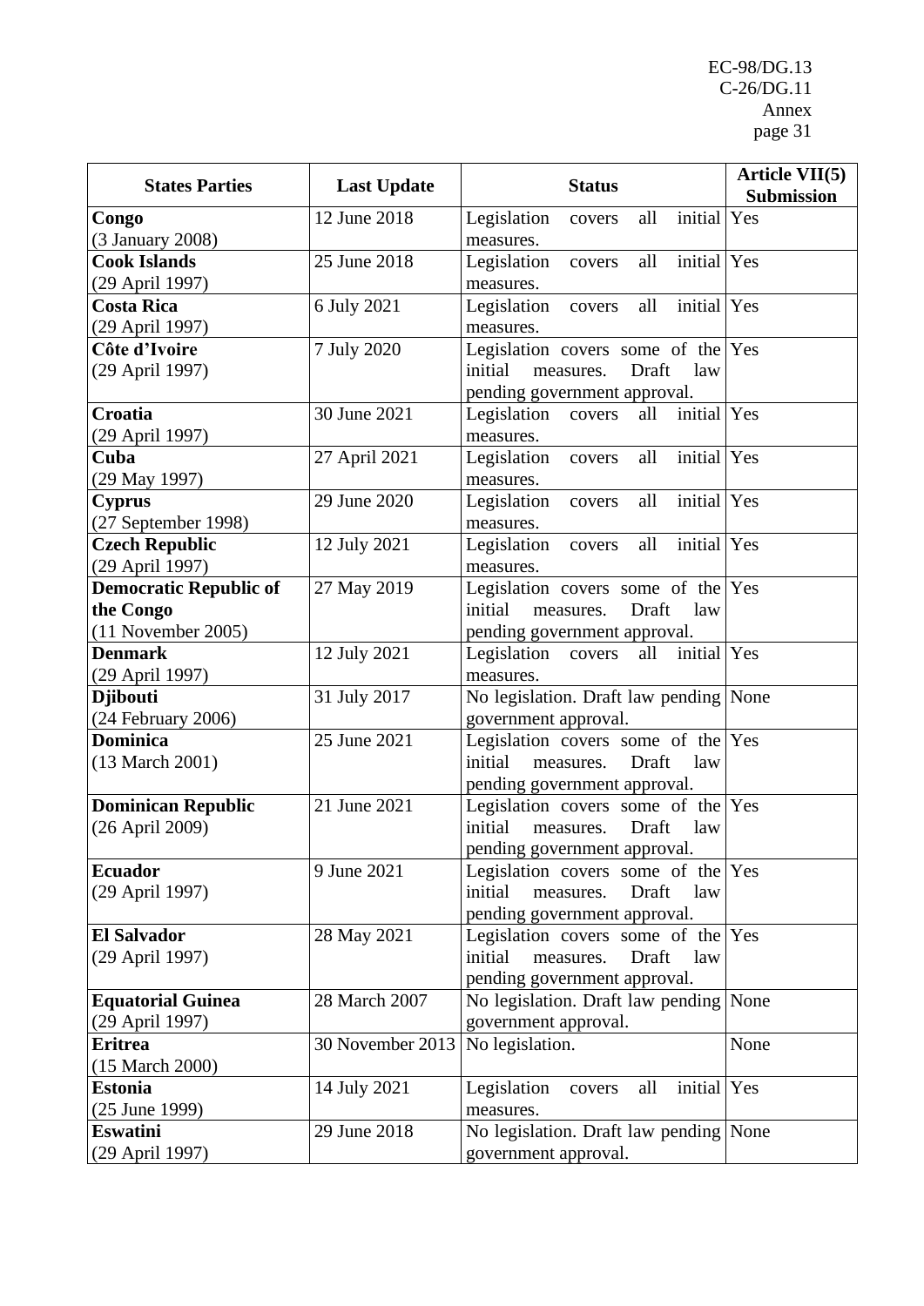| States Parties | Last Update | Status | Article VII(5) Submission |
|---|---|---|---|
| **Congo** (3 January 2008) | 12 June 2018 | Legislation covers all initial measures. | Yes |
| **Cook Islands** (29 April 1997) | 25 June 2018 | Legislation covers all initial measures. | Yes |
| **Costa Rica** (29 April 1997) | 6 July 2021 | Legislation covers all initial measures. | Yes |
| **Côte d'Ivoire** (29 April 1997) | 7 July 2020 | Legislation covers some of the initial measures. Draft law pending government approval. | Yes |
| **Croatia** (29 April 1997) | 30 June 2021 | Legislation covers all initial measures. | Yes |
| **Cuba** (29 May 1997) | 27 April 2021 | Legislation covers all initial measures. | Yes |
| **Cyprus** (27 September 1998) | 29 June 2020 | Legislation covers all initial measures. | Yes |
| **Czech Republic** (29 April 1997) | 12 July 2021 | Legislation covers all initial measures. | Yes |
| **Democratic Republic of the Congo** (11 November 2005) | 27 May 2019 | Legislation covers some of the initial measures. Draft law pending government approval. | Yes |
| **Denmark** (29 April 1997) | 12 July 2021 | Legislation covers all initial measures. | Yes |
| **Djibouti** (24 February 2006) | 31 July 2017 | No legislation. Draft law pending government approval. | None |
| **Dominica** (13 March 2001) | 25 June 2021 | Legislation covers some of the initial measures. Draft law pending government approval. | Yes |
| **Dominican Republic** (26 April 2009) | 21 June 2021 | Legislation covers some of the initial measures. Draft law pending government approval. | Yes |
| **Ecuador** (29 April 1997) | 9 June 2021 | Legislation covers some of the initial measures. Draft law pending government approval. | Yes |
| **El Salvador** (29 April 1997) | 28 May 2021 | Legislation covers some of the initial measures. Draft law pending government approval. | Yes |
| **Equatorial Guinea** (29 April 1997) | 28 March 2007 | No legislation. Draft law pending government approval. | None |
| **Eritrea** (15 March 2000) | 30 November 2013 | No legislation. | None |
| **Estonia** (25 June 1999) | 14 July 2021 | Legislation covers all initial measures. | Yes |
| **Eswatini** (29 April 1997) | 29 June 2018 | No legislation. Draft law pending government approval. | None |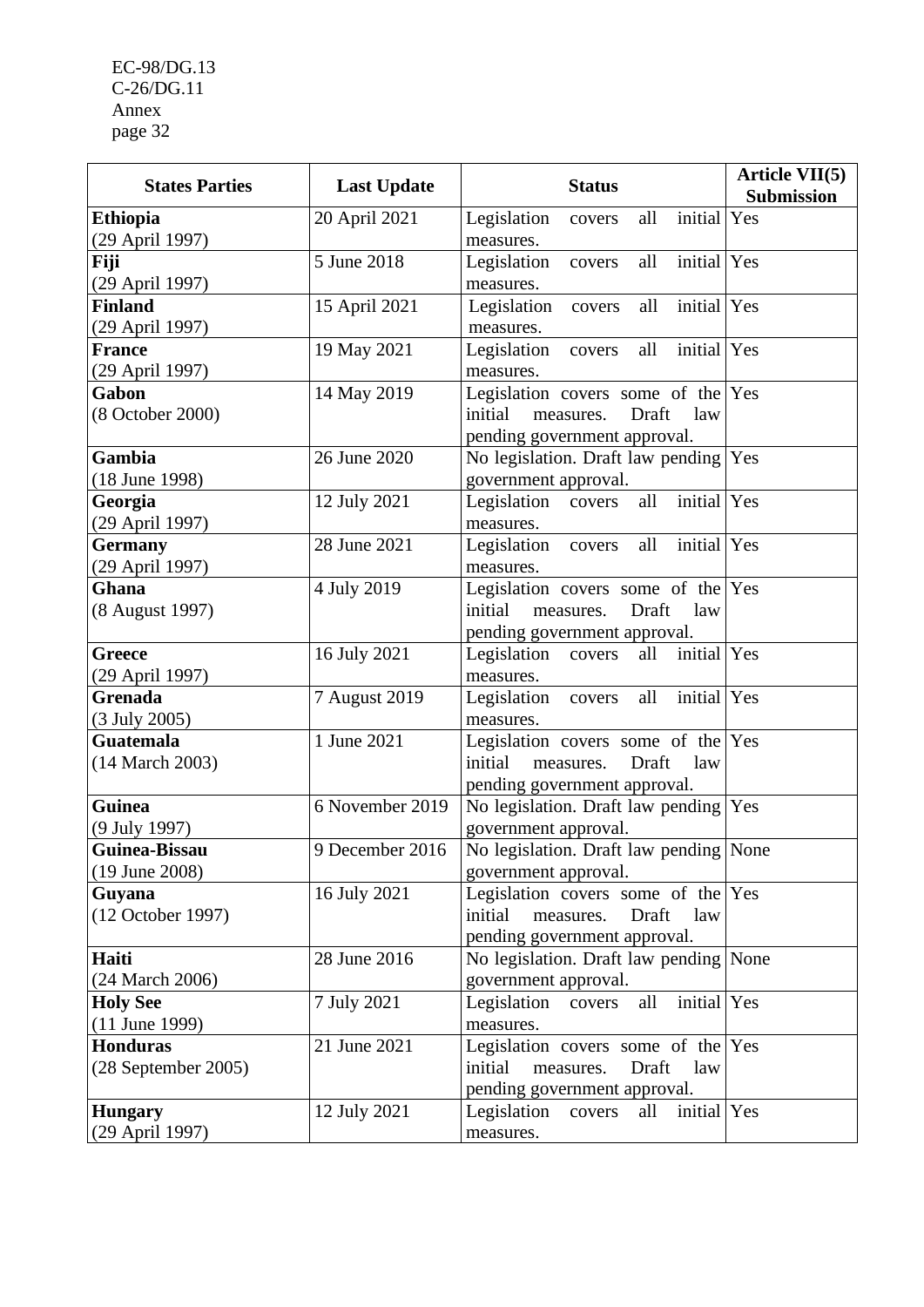| States Parties | Last Update | Status | Article VII(5) Submission |
|---|---|---|---|
| **Ethiopia** (29 April 1997) | 20 April 2021 | Legislation covers all initial measures. | Yes |
| **Fiji** (29 April 1997) | 5 June 2018 | Legislation covers all initial measures. | Yes |
| **Finland** (29 April 1997) | 15 April 2021 | Legislation covers all initial measures. | Yes |
| **France** (29 April 1997) | 19 May 2021 | Legislation covers all initial measures. | Yes |
| **Gabon** (8 October 2000) | 14 May 2019 | Legislation covers some of the initial measures. Draft law pending government approval. | Yes |
| **Gambia** (18 June 1998) | 26 June 2020 | No legislation. Draft law pending government approval. | Yes |
| **Georgia** (29 April 1997) | 12 July 2021 | Legislation covers all initial measures. | Yes |
| **Germany** (29 April 1997) | 28 June 2021 | Legislation covers all initial measures. | Yes |
| **Ghana** (8 August 1997) | 4 July 2019 | Legislation covers some of the initial measures. Draft law pending government approval. | Yes |
| **Greece** (29 April 1997) | 16 July 2021 | Legislation covers all initial measures. | Yes |
| **Grenada** (3 July 2005) | 7 August 2019 | Legislation covers all initial measures. | Yes |
| **Guatemala** (14 March 2003) | 1 June 2021 | Legislation covers some of the initial measures. Draft law pending government approval. | Yes |
| **Guinea** (9 July 1997) | 6 November 2019 | No legislation. Draft law pending government approval. | Yes |
| **Guinea-Bissau** (19 June 2008) | 9 December 2016 | No legislation. Draft law pending government approval. | None |
| **Guyana** (12 October 1997) | 16 July 2021 | Legislation covers some of the initial measures. Draft law pending government approval. | Yes |
| **Haiti** (24 March 2006) | 28 June 2016 | No legislation. Draft law pending government approval. | None |
| **Holy See** (11 June 1999) | 7 July 2021 | Legislation covers all initial measures. | Yes |
| **Honduras** (28 September 2005) | 21 June 2021 | Legislation covers some of the initial measures. Draft law pending government approval. | Yes |
| **Hungary** (29 April 1997) | 12 July 2021 | Legislation covers all initial measures. | Yes |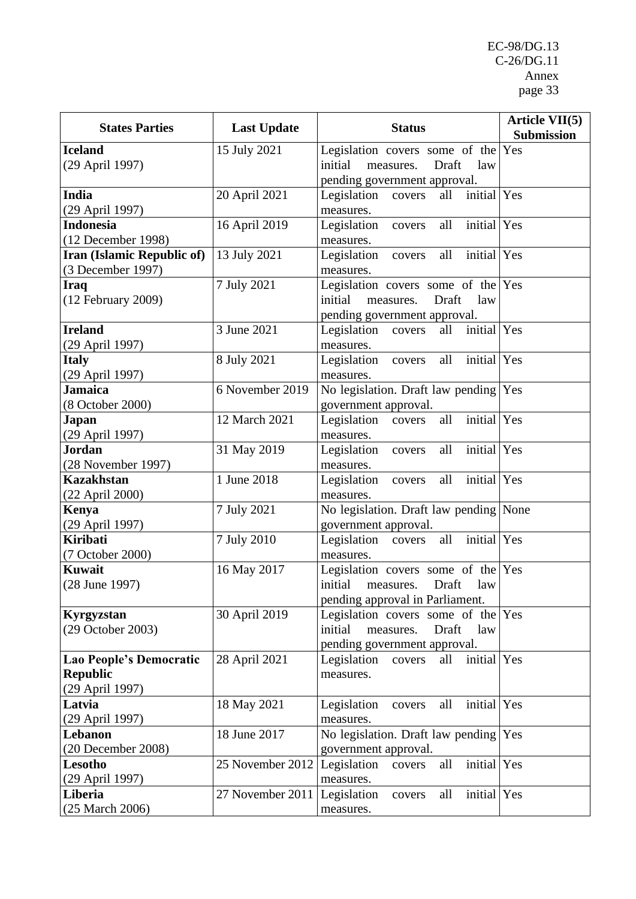| States Parties | Last Update | Status | Article VII(5) Submission |
|---|---|---|---|
| **Iceland** (29 April 1997) | 15 July 2021 | Legislation covers some of the initial measures. Draft law pending government approval. | Yes |
| **India** (29 April 1997) | 20 April 2021 | Legislation covers all initial measures. | Yes |
| **Indonesia** (12 December 1998) | 16 April 2019 | Legislation covers all initial measures. | Yes |
| **Iran (Islamic Republic of)** (3 December 1997) | 13 July 2021 | Legislation covers all initial measures. | Yes |
| **Iraq** (12 February 2009) | 7 July 2021 | Legislation covers some of the initial measures. Draft law pending government approval. | Yes |
| **Ireland** (29 April 1997) | 3 June 2021 | Legislation covers all initial measures. | Yes |
| **Italy** (29 April 1997) | 8 July 2021 | Legislation covers all initial measures. | Yes |
| **Jamaica** (8 October 2000) | 6 November 2019 | No legislation. Draft law pending government approval. | Yes |
| **Japan** (29 April 1997) | 12 March 2021 | Legislation covers all initial measures. | Yes |
| **Jordan** (28 November 1997) | 31 May 2019 | Legislation covers all initial measures. | Yes |
| **Kazakhstan** (22 April 2000) | 1 June 2018 | Legislation covers all initial measures. | Yes |
| **Kenya** (29 April 1997) | 7 July 2021 | No legislation. Draft law pending government approval. | None |
| **Kiribati** (7 October 2000) | 7 July 2010 | Legislation covers all initial measures. | Yes |
| **Kuwait** (28 June 1997) | 16 May 2017 | Legislation covers some of the initial measures. Draft law pending approval in Parliament. | Yes |
| **Kyrgyzstan** (29 October 2003) | 30 April 2019 | Legislation covers some of the initial measures. Draft law pending government approval. | Yes |
| **Lao People's Democratic Republic** (29 April 1997) | 28 April 2021 | Legislation covers all initial measures. | Yes |
| **Latvia** (29 April 1997) | 18 May 2021 | Legislation covers all initial measures. | Yes |
| **Lebanon** (20 December 2008) | 18 June 2017 | No legislation. Draft law pending government approval. | Yes |
| **Lesotho** (29 April 1997) | 25 November 2012 | Legislation covers all initial measures. | Yes |
| **Liberia** (25 March 2006) | 27 November 2011 | Legislation covers all initial measures. | Yes |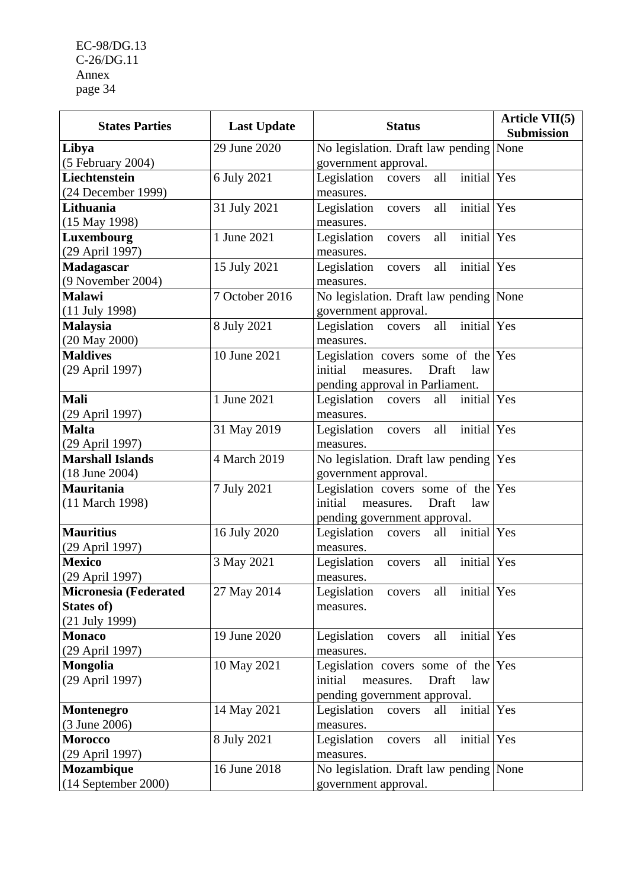| States Parties | Last Update | Status | Article VII(5) Submission |
|---|---|---|---|
| **Libya** (5 February 2004) | 29 June 2020 | No legislation. Draft law pending government approval. | None |
| **Liechtenstein** (24 December 1999) | 6 July 2021 | Legislation covers all initial measures. | Yes |
| **Lithuania** (15 May 1998) | 31 July 2021 | Legislation covers all initial measures. | Yes |
| **Luxembourg** (29 April 1997) | 1 June 2021 | Legislation covers all initial measures. | Yes |
| **Madagascar** (9 November 2004) | 15 July 2021 | Legislation covers all initial measures. | Yes |
| **Malawi** (11 July 1998) | 7 October 2016 | No legislation. Draft law pending government approval. | None |
| **Malaysia** (20 May 2000) | 8 July 2021 | Legislation covers all initial measures. | Yes |
| **Maldives** (29 April 1997) | 10 June 2021 | Legislation covers some of the initial measures. Draft law pending approval in Parliament. | Yes |
| **Mali** (29 April 1997) | 1 June 2021 | Legislation covers all initial measures. | Yes |
| **Malta** (29 April 1997) | 31 May 2019 | Legislation covers all initial measures. | Yes |
| **Marshall Islands** (18 June 2004) | 4 March 2019 | No legislation. Draft law pending government approval. | Yes |
| **Mauritania** (11 March 1998) | 7 July 2021 | Legislation covers some of the initial measures. Draft law pending government approval. | Yes |
| **Mauritius** (29 April 1997) | 16 July 2020 | Legislation covers all initial measures. | Yes |
| **Mexico** (29 April 1997) | 3 May 2021 | Legislation covers all initial measures. | Yes |
| **Micronesia (Federated States of)** (21 July 1999) | 27 May 2014 | Legislation covers all initial measures. | Yes |
| **Monaco** (29 April 1997) | 19 June 2020 | Legislation covers all initial measures. | Yes |
| **Mongolia** (29 April 1997) | 10 May 2021 | Legislation covers some of the initial measures. Draft law pending government approval. | Yes |
| **Montenegro** (3 June 2006) | 14 May 2021 | Legislation covers all initial measures. | Yes |
| **Morocco** (29 April 1997) | 8 July 2021 | Legislation covers all initial measures. | Yes |
| **Mozambique** (14 September 2000) | 16 June 2018 | No legislation. Draft law pending government approval. | None |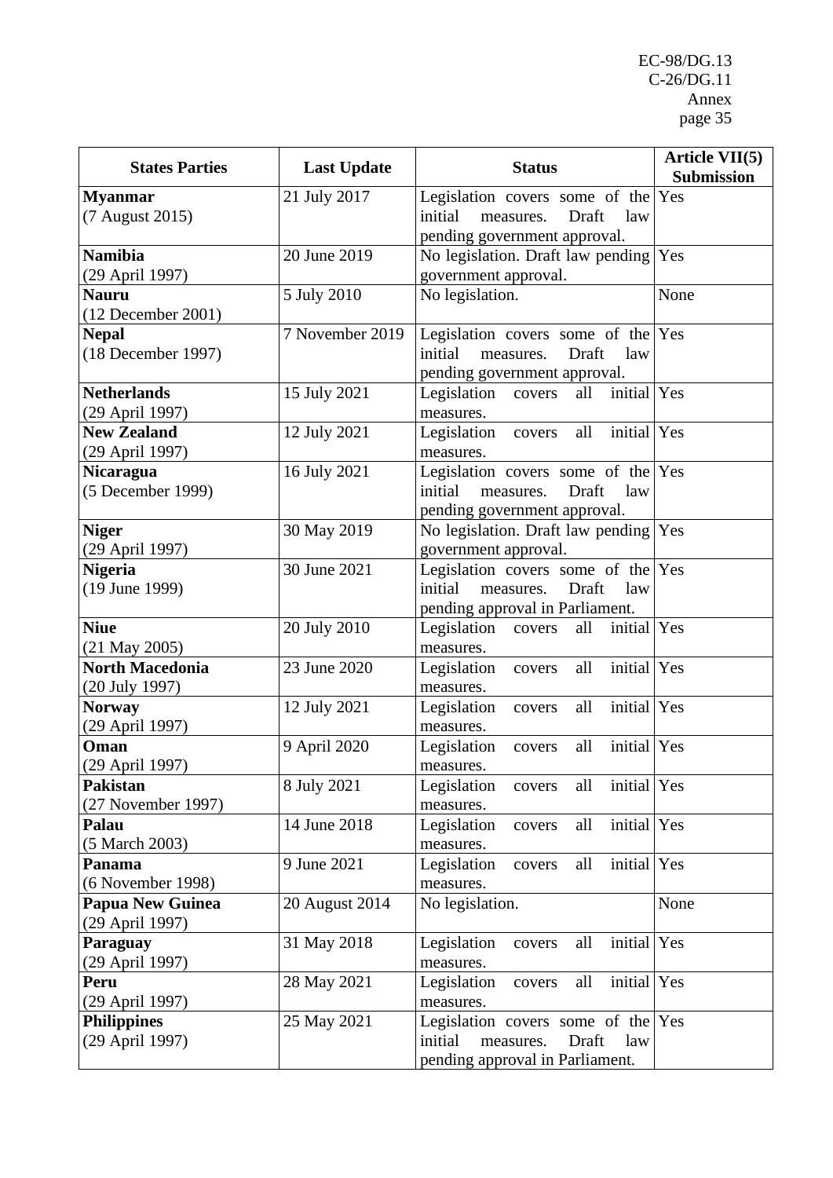| States Parties | Last Update | Status | Article VII(5) Submission |
|---|---|---|---|
| **Myanmar** (7 August 2015) | 21 July 2017 | Legislation covers some of the initial measures. Draft law pending government approval. | Yes |
| **Namibia** (29 April 1997) | 20 June 2019 | No legislation. Draft law pending government approval. | Yes |
| **Nauru** (12 December 2001) | 5 July 2010 | No legislation. | None |
| **Nepal** (18 December 1997) | 7 November 2019 | Legislation covers some of the initial measures. Draft law pending government approval. | Yes |
| **Netherlands** (29 April 1997) | 15 July 2021 | Legislation covers all initial measures. | Yes |
| **New Zealand** (29 April 1997) | 12 July 2021 | Legislation covers all initial measures. | Yes |
| **Nicaragua** (5 December 1999) | 16 July 2021 | Legislation covers some of the initial measures. Draft law pending government approval. | Yes |
| **Niger** (29 April 1997) | 30 May 2019 | No legislation. Draft law pending government approval. | Yes |
| **Nigeria** (19 June 1999) | 30 June 2021 | Legislation covers some of the initial measures. Draft law pending approval in Parliament. | Yes |
| **Niue** (21 May 2005) | 20 July 2010 | Legislation covers all initial measures. | Yes |
| **North Macedonia** (20 July 1997) | 23 June 2020 | Legislation covers all initial measures. | Yes |
| **Norway** (29 April 1997) | 12 July 2021 | Legislation covers all initial measures. | Yes |
| **Oman** (29 April 1997) | 9 April 2020 | Legislation covers all initial measures. | Yes |
| **Pakistan** (27 November 1997) | 8 July 2021 | Legislation covers all initial measures. | Yes |
| **Palau** (5 March 2003) | 14 June 2018 | Legislation covers all initial measures. | Yes |
| **Panama** (6 November 1998) | 9 June 2021 | Legislation covers all initial measures. | Yes |
| **Papua New Guinea** (29 April 1997) | 20 August 2014 | No legislation. | None |
| **Paraguay** (29 April 1997) | 31 May 2018 | Legislation covers all initial measures. | Yes |
| **Peru** (29 April 1997) | 28 May 2021 | Legislation covers all initial measures. | Yes |
| **Philippines** (29 April 1997) | 25 May 2021 | Legislation covers some of the initial measures. Draft law pending approval in Parliament. | Yes |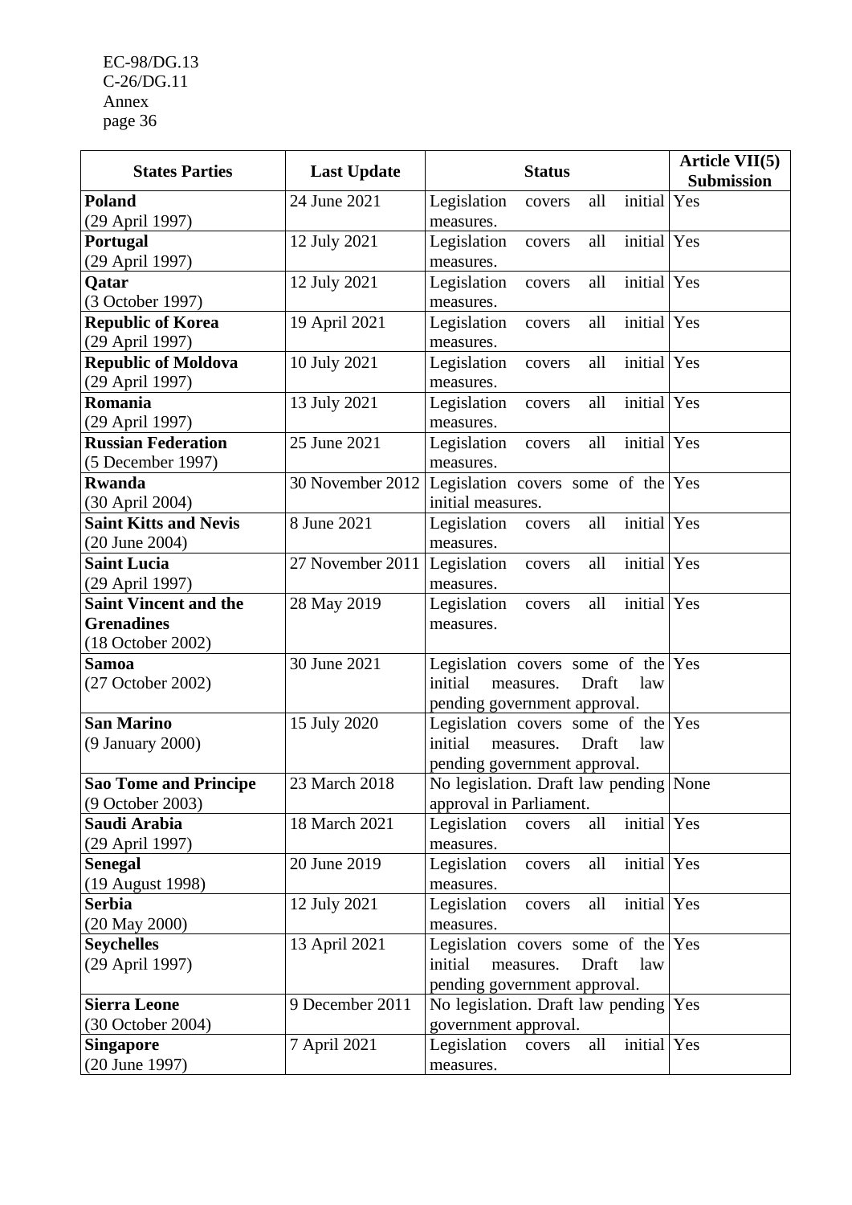| States Parties | Last Update | Status | Article VII(5) Submission |
|---|---|---|---|
| **Poland**<br>(29 April 1997) | 24 June 2021 | Legislation covers all initial measures. | Yes |
| **Portugal**<br>(29 April 1997) | 12 July 2021 | Legislation covers all initial measures. | Yes |
| **Qatar**<br>(3 October 1997) | 12 July 2021 | Legislation covers all initial measures. | Yes |
| **Republic of Korea**<br>(29 April 1997) | 19 April 2021 | Legislation covers all initial measures. | Yes |
| **Republic of Moldova**<br>(29 April 1997) | 10 July 2021 | Legislation covers all initial measures. | Yes |
| **Romania**<br>(29 April 1997) | 13 July 2021 | Legislation covers all initial measures. | Yes |
| **Russian Federation**<br>(5 December 1997) | 25 June 2021 | Legislation covers all initial measures. | Yes |
| **Rwanda**<br>(30 April 2004) | 30 November 2012 | Legislation covers some of the initial measures. | Yes |
| **Saint Kitts and Nevis**<br>(20 June 2004) | 8 June 2021 | Legislation covers all initial measures. | Yes |
| **Saint Lucia**<br>(29 April 1997) | 27 November 2011 | Legislation covers all initial measures. | Yes |
| **Saint Vincent and the Grenadines**<br>(18 October 2002) | 28 May 2019 | Legislation covers all initial measures. | Yes |
| **Samoa**<br>(27 October 2002) | 30 June 2021 | Legislation covers some of the initial measures. Draft law pending government approval. | Yes |
| **San Marino**<br>(9 January 2000) | 15 July 2020 | Legislation covers some of the initial measures. Draft law pending government approval. | Yes |
| **Sao Tome and Principe**<br>(9 October 2003) | 23 March 2018 | No legislation. Draft law pending approval in Parliament. | None |
| **Saudi Arabia**<br>(29 April 1997) | 18 March 2021 | Legislation covers all initial measures. | Yes |
| **Senegal**<br>(19 August 1998) | 20 June 2019 | Legislation covers all initial measures. | Yes |
| **Serbia**<br>(20 May 2000) | 12 July 2021 | Legislation covers all initial measures. | Yes |
| **Seychelles**<br>(29 April 1997) | 13 April 2021 | Legislation covers some of the initial measures. Draft law pending government approval. | Yes |
| **Sierra Leone**<br>(30 October 2004) | 9 December 2011 | No legislation. Draft law pending government approval. | Yes |
| **Singapore**<br>(20 June 1997) | 7 April 2021 | Legislation covers all initial measures. | Yes |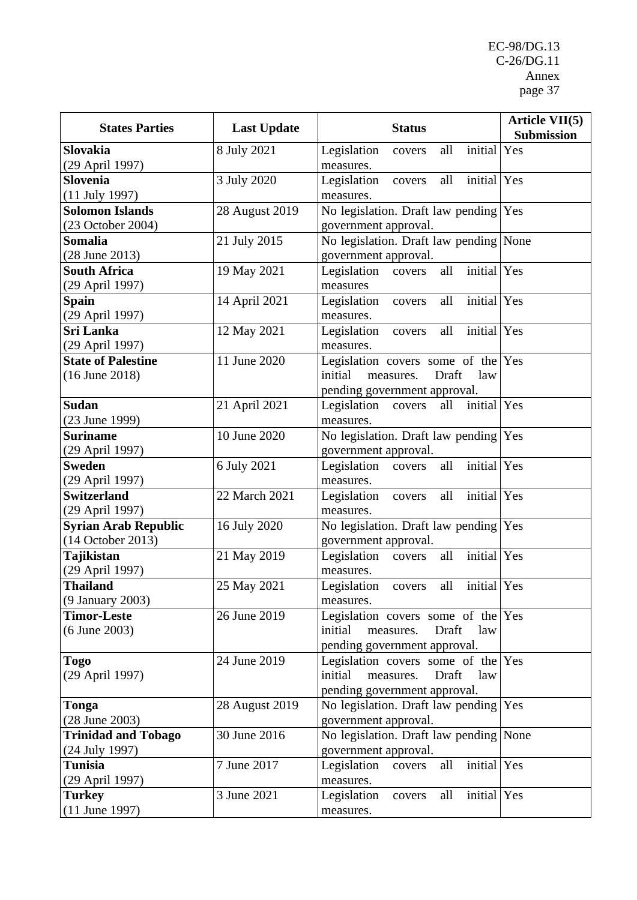| States Parties | Last Update | Status | Article VII(5) Submission |
|---|---|---|---|
| **Slovakia** (29 April 1997) | 8 July 2021 | Legislation covers all initial measures. | Yes |
| **Slovenia** (11 July 1997) | 3 July 2020 | Legislation covers all initial measures. | Yes |
| **Solomon Islands** (23 October 2004) | 28 August 2019 | No legislation. Draft law pending government approval. | Yes |
| **Somalia** (28 June 2013) | 21 July 2015 | No legislation. Draft law pending government approval. | None |
| **South Africa** (29 April 1997) | 19 May 2021 | Legislation covers all initial measures | Yes |
| **Spain** (29 April 1997) | 14 April 2021 | Legislation covers all initial measures. | Yes |
| **Sri Lanka** (29 April 1997) | 12 May 2021 | Legislation covers all initial measures. | Yes |
| **State of Palestine** (16 June 2018) | 11 June 2020 | Legislation covers some of the initial measures. Draft law pending government approval. | Yes |
| **Sudan** (23 June 1999) | 21 April 2021 | Legislation covers all initial measures. | Yes |
| **Suriname** (29 April 1997) | 10 June 2020 | No legislation. Draft law pending government approval. | Yes |
| **Sweden** (29 April 1997) | 6 July 2021 | Legislation covers all initial measures. | Yes |
| **Switzerland** (29 April 1997) | 22 March 2021 | Legislation covers all initial measures. | Yes |
| **Syrian Arab Republic** (14 October 2013) | 16 July 2020 | No legislation. Draft law pending government approval. | Yes |
| **Tajikistan** (29 April 1997) | 21 May 2019 | Legislation covers all initial measures. | Yes |
| **Thailand** (9 January 2003) | 25 May 2021 | Legislation covers all initial measures. | Yes |
| **Timor-Leste** (6 June 2003) | 26 June 2019 | Legislation covers some of the initial measures. Draft law pending government approval. | Yes |
| **Togo** (29 April 1997) | 24 June 2019 | Legislation covers some of the initial measures. Draft law pending government approval. | Yes |
| **Tonga** (28 June 2003) | 28 August 2019 | No legislation. Draft law pending government approval. | Yes |
| **Trinidad and Tobago** (24 July 1997) | 30 June 2016 | No legislation. Draft law pending government approval. | None |
| **Tunisia** (29 April 1997) | 7 June 2017 | Legislation covers all initial measures. | Yes |
| **Turkey** (11 June 1997) | 3 June 2021 | Legislation covers all initial measures. | Yes |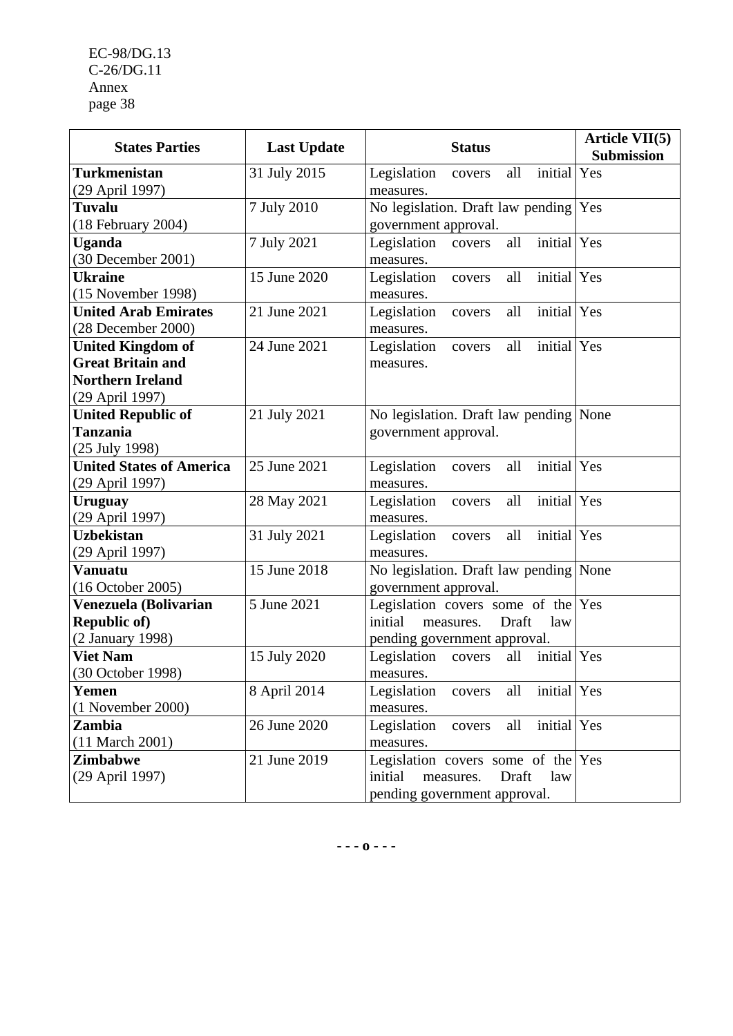| States Parties | Last Update | Status | Article VII(5) Submission |
|---|---|---|---|
| **Turkmenistan** (29 April 1997) | 31 July 2015 | Legislation covers all initial measures. | Yes |
| **Tuvalu** (18 February 2004) | 7 July 2010 | No legislation. Draft law pending government approval. | Yes |
| **Uganda** (30 December 2001) | 7 July 2021 | Legislation covers all initial measures. | Yes |
| **Ukraine** (15 November 1998) | 15 June 2020 | Legislation covers all initial measures. | Yes |
| **United Arab Emirates** (28 December 2000) | 21 June 2021 | Legislation covers all initial measures. | Yes |
| **United Kingdom of Great Britain and Northern Ireland** (29 April 1997) | 24 June 2021 | Legislation covers all initial measures. | Yes |
| **United Republic of Tanzania** (25 July 1998) | 21 July 2021 | No legislation. Draft law pending government approval. | None |
| **United States of America** (29 April 1997) | 25 June 2021 | Legislation covers all initial measures. | Yes |
| **Uruguay** (29 April 1997) | 28 May 2021 | Legislation covers all initial measures. | Yes |
| **Uzbekistan** (29 April 1997) | 31 July 2021 | Legislation covers all initial measures. | Yes |
| **Vanuatu** (16 October 2005) | 15 June 2018 | No legislation. Draft law pending government approval. | None |
| **Venezuela (Bolivarian Republic of)** (2 January 1998) | 5 June 2021 | Legislation covers some of the initial measures. Draft law pending government approval. | Yes |
| **Viet Nam** (30 October 1998) | 15 July 2020 | Legislation covers all initial measures. | Yes |
| **Yemen** (1 November 2000) | 8 April 2014 | Legislation covers all initial measures. | Yes |
| **Zambia** (11 March 2001) | 26 June 2020 | Legislation covers all initial measures. | Yes |
| **Zimbabwe** (29 April 1997) | 21 June 2019 | Legislation covers some of the initial measures. Draft law pending government approval. | Yes |

**- - - o - - -**